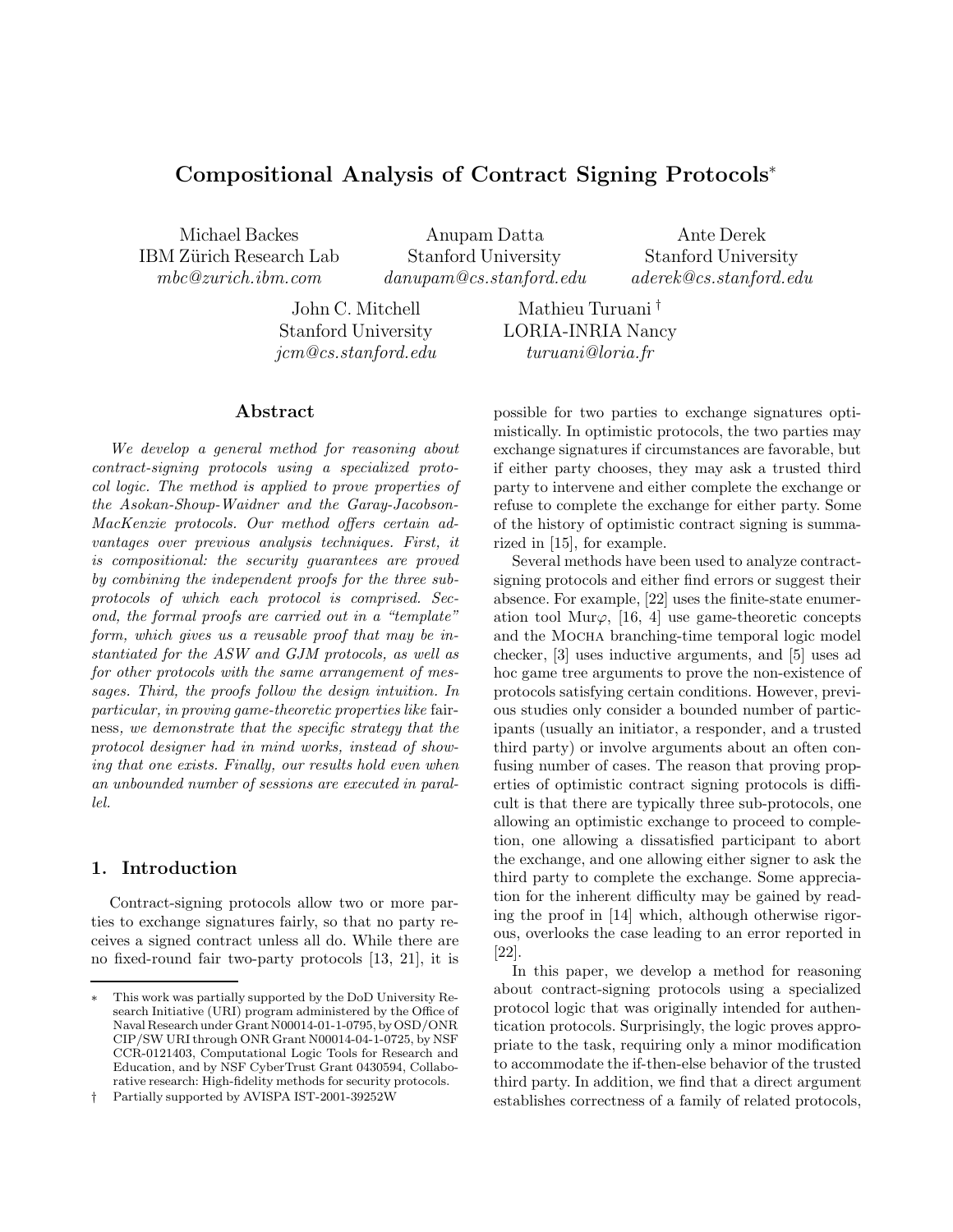# Compositional Analysis of Contract Signing Protocols*

Michael Backes
IBM Zürich Research Lab
*mbc@zurich.ibm.com*

Anupam Datta
Stanford University
*danupam@cs.stanford.edu*

Ante Derek
Stanford University
*aderek@cs.stanford.edu*

John C. Mitchell
Stanford University
*jcm@cs.stanford.edu*

Mathieu Turuani †
LORIA-INRIA Nancy
*turuani@loria.fr*

## Abstract

*We develop a general method for reasoning about contract-signing protocols using a specialized protocol logic. The method is applied to prove properties of the Asokan-Shoup-Waidner and the Garay-Jacobson-MacKenzie protocols. Our method offers certain advantages over previous analysis techniques. First, it is compositional: the security guarantees are proved by combining the independent proofs for the three subprotocols of which each protocol is comprised. Second, the formal proofs are carried out in a "template" form, which gives us a reusable proof that may be instantiated for the ASW and GJM protocols, as well as for other protocols with the same arrangement of messages. Third, the proofs follow the design intuition. In particular, in proving game-theoretic properties like* fairness*, we demonstrate that the specific strategy that the protocol designer had in mind works, instead of showing that one exists. Finally, our results hold even when an unbounded number of sessions are executed in parallel.*

## 1. Introduction

Contract-signing protocols allow two or more parties to exchange signatures fairly, so that no party receives a signed contract unless all do. While there are no fixed-round fair two-party protocols [13, 21], it is possible for two parties to exchange signatures optimistically. In optimistic protocols, the two parties may exchange signatures if circumstances are favorable, but if either party chooses, they may ask a trusted third party to intervene and either complete the exchange or refuse to complete the exchange for either party. Some of the history of optimistic contract signing is summarized in [15], for example.

Several methods have been used to analyze contract-signing protocols and either find errors or suggest their absence. For example, [22] uses the finite-state enumeration tool Mur$\varphi$, [16, 4] use game-theoretic concepts and the Mocha branching-time temporal logic model checker, [3] uses inductive arguments, and [5] uses ad hoc game tree arguments to prove the non-existence of protocols satisfying certain conditions. However, previous studies only consider a bounded number of participants (usually an initiator, a responder, and a trusted third party) or involve arguments about an often confusing number of cases. The reason that proving properties of optimistic contract signing protocols is difficult is that there are typically three sub-protocols, one allowing an optimistic exchange to proceed to completion, one allowing a dissatisfied participant to abort the exchange, and one allowing either signer to ask the third party to complete the exchange. Some appreciation for the inherent difficulty may be gained by reading the proof in [14] which, although otherwise rigorous, overlooks the case leading to an error reported in [22].

In this paper, we develop a method for reasoning about contract-signing protocols using a specialized protocol logic that was originally intended for authentication protocols. Surprisingly, the logic proves appropriate to the task, requiring only a minor modification to accommodate the if-then-else behavior of the trusted third party. In addition, we find that a direct argument establishes correctness of a family of related protocols,

---

\* This work was partially supported by the DoD University Research Initiative (URI) program administered by the Office of Naval Research under Grant N00014-01-1-0795, by OSD/ONR CIP/SW URI through ONR Grant N00014-04-1-0725, by NSF CCR-0121403, Computational Logic Tools for Research and Education, and by NSF CyberTrust Grant 0430594, Collaborative research: High-fidelity methods for security protocols.

† Partially supported by AVISPA IST-2001-39252W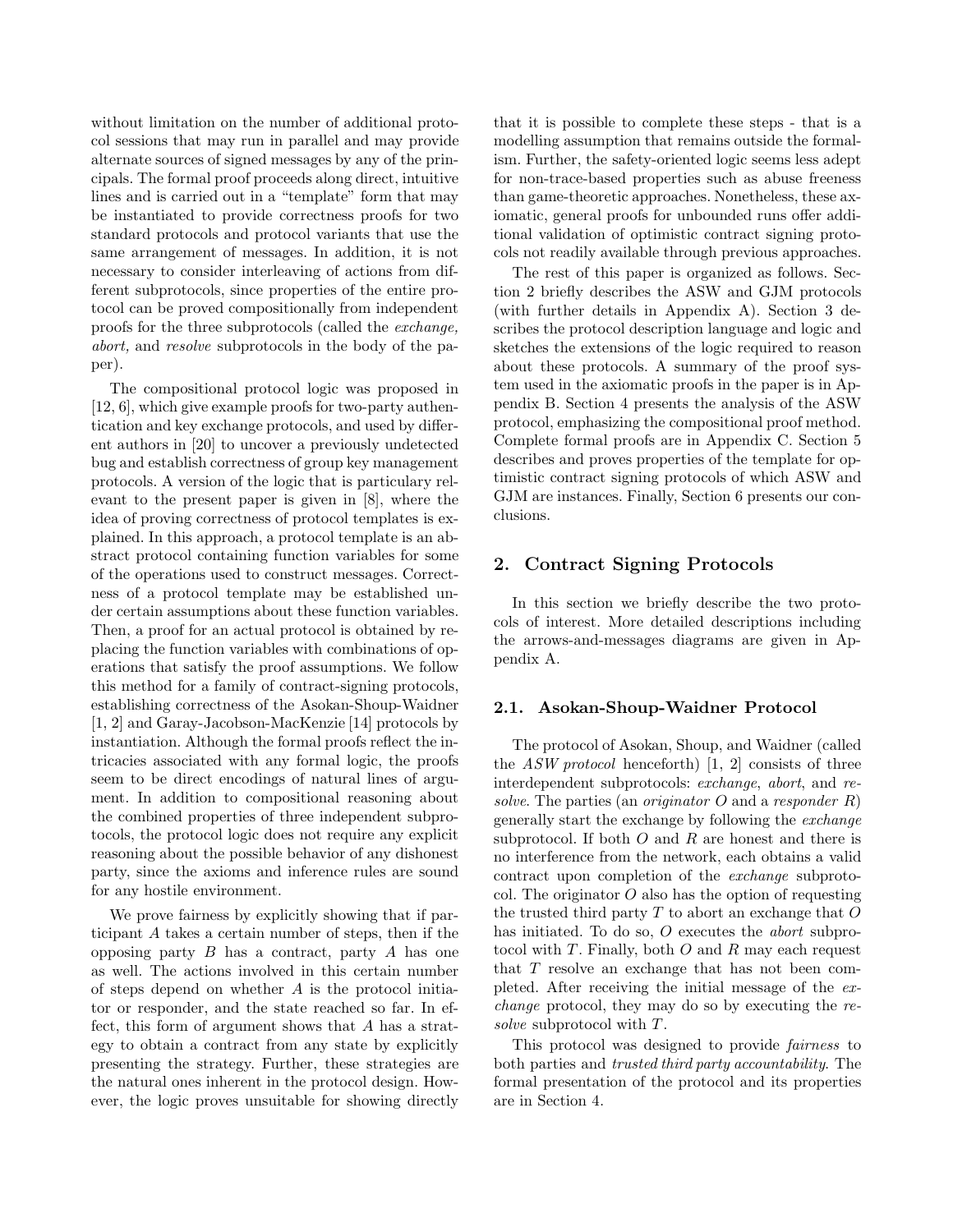without limitation on the number of additional protocol sessions that may run in parallel and may provide alternate sources of signed messages by any of the principals. The formal proof proceeds along direct, intuitive lines and is carried out in a "template" form that may be instantiated to provide correctness proofs for two standard protocols and protocol variants that use the same arrangement of messages. In addition, it is not necessary to consider interleaving of actions from different subprotocols, since properties of the entire protocol can be proved compositionally from independent proofs for the three subprotocols (called the *exchange, abort,* and *resolve* subprotocols in the body of the paper).

The compositional protocol logic was proposed in [12, 6], which give example proofs for two-party authentication and key exchange protocols, and used by different authors in [20] to uncover a previously undetected bug and establish correctness of group key management protocols. A version of the logic that is particulary relevant to the present paper is given in [8], where the idea of proving correctness of protocol templates is explained. In this approach, a protocol template is an abstract protocol containing function variables for some of the operations used to construct messages. Correctness of a protocol template may be established under certain assumptions about these function variables. Then, a proof for an actual protocol is obtained by replacing the function variables with combinations of operations that satisfy the proof assumptions. We follow this method for a family of contract-signing protocols, establishing correctness of the Asokan-Shoup-Waidner [1, 2] and Garay-Jacobson-MacKenzie [14] protocols by instantiation. Although the formal proofs reflect the intricacies associated with any formal logic, the proofs seem to be direct encodings of natural lines of argument. In addition to compositional reasoning about the combined properties of three independent subprotocols, the protocol logic does not require any explicit reasoning about the possible behavior of any dishonest party, since the axioms and inference rules are sound for any hostile environment.

We prove fairness by explicitly showing that if participant $A$ takes a certain number of steps, then if the opposing party $B$ has a contract, party $A$ has one as well. The actions involved in this certain number of steps depend on whether $A$ is the protocol initiator or responder, and the state reached so far. In effect, this form of argument shows that $A$ has a strategy to obtain a contract from any state by explicitly presenting the strategy. Further, these strategies are the natural ones inherent in the protocol design. However, the logic proves unsuitable for showing directly that it is possible to complete these steps - that is a modelling assumption that remains outside the formalism. Further, the safety-oriented logic seems less adept for non-trace-based properties such as abuse freeness than game-theoretic approaches. Nonetheless, these axiomatic, general proofs for unbounded runs offer additional validation of optimistic contract signing protocols not readily available through previous approaches.

The rest of this paper is organized as follows. Section 2 briefly describes the ASW and GJM protocols (with further details in Appendix A). Section 3 describes the protocol description language and logic and sketches the extensions of the logic required to reason about these protocols. A summary of the proof system used in the axiomatic proofs in the paper is in Appendix B. Section 4 presents the analysis of the ASW protocol, emphasizing the compositional proof method. Complete formal proofs are in Appendix C. Section 5 describes and proves properties of the template for optimistic contract signing protocols of which ASW and GJM are instances. Finally, Section 6 presents our conclusions.

## 2. Contract Signing Protocols

In this section we briefly describe the two protocols of interest. More detailed descriptions including the arrows-and-messages diagrams are given in Appendix A.

### 2.1. Asokan-Shoup-Waidner Protocol

The protocol of Asokan, Shoup, and Waidner (called the *ASW protocol* henceforth) [1, 2] consists of three interdependent subprotocols: *exchange*, *abort*, and *resolve*. The parties (an *originator* $O$ and a *responder* $R$) generally start the exchange by following the *exchange* subprotocol. If both $O$ and $R$ are honest and there is no interference from the network, each obtains a valid contract upon completion of the *exchange* subprotocol. The originator $O$ also has the option of requesting the trusted third party $T$ to abort an exchange that $O$ has initiated. To do so, $O$ executes the *abort* subprotocol with $T$. Finally, both $O$ and $R$ may each request that $T$ resolve an exchange that has not been completed. After receiving the initial message of the *exchange* protocol, they may do so by executing the *resolve* subprotocol with $T$.

This protocol was designed to provide *fairness* to both parties and *trusted third party accountability*. The formal presentation of the protocol and its properties are in Section 4.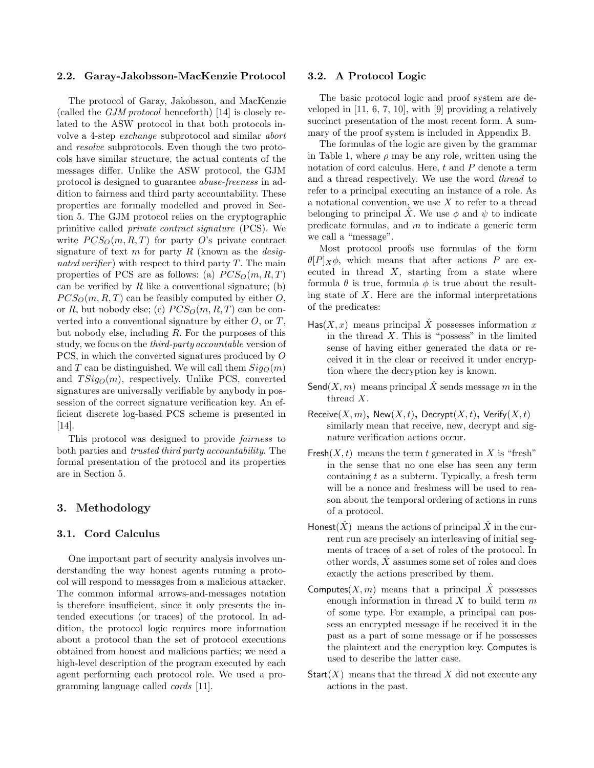### 2.2. Garay-Jakobsson-MacKenzie Protocol

The protocol of Garay, Jakobsson, and MacKenzie (called the *GJM protocol* henceforth) [14] is closely related to the ASW protocol in that both protocols involve a 4-step *exchange* subprotocol and similar *abort* and *resolve* subprotocols. Even though the two protocols have similar structure, the actual contents of the messages differ. Unlike the ASW protocol, the GJM protocol is designed to guarantee *abuse-freeness* in addition to fairness and third party accountability. These properties are formally modelled and proved in Section 5. The GJM protocol relies on the cryptographic primitive called *private contract signature* (PCS). We write $PCS_O(m, R, T)$ for party $O$'s private contract signature of text $m$ for party $R$ (known as the *designated verifier*) with respect to third party $T$. The main properties of PCS are as follows: (a) $PCS_O(m, R, T)$ can be verified by $R$ like a conventional signature; (b) $PCS_O(m, R, T)$ can be feasibly computed by either $O$, or $R$, but nobody else; (c) $PCS_O(m, R, T)$ can be converted into a conventional signature by either $O$, or $T$, but nobody else, including $R$. For the purposes of this study, we focus on the *third-party accountable* version of PCS, in which the converted signatures produced by $O$ and $T$ can be distinguished. We will call them $Sig_O(m)$ and $TSig_O(m)$, respectively. Unlike PCS, converted signatures are universally verifiable by anybody in possession of the correct signature verification key. An efficient discrete log-based PCS scheme is presented in [14].

This protocol was designed to provide *fairness* to both parties and *trusted third party accountability*. The formal presentation of the protocol and its properties are in Section 5.

## 3. Methodology

### 3.1. Cord Calculus

One important part of security analysis involves understanding the way honest agents running a protocol will respond to messages from a malicious attacker. The common informal arrows-and-messages notation is therefore insufficient, since it only presents the intended executions (or traces) of the protocol. In addition, the protocol logic requires more information about a protocol than the set of protocol executions obtained from honest and malicious parties; we need a high-level description of the program executed by each agent performing each protocol role. We used a programming language called *cords* [11].

### 3.2. A Protocol Logic

The basic protocol logic and proof system are developed in [11, 6, 7, 10], with [9] providing a relatively succinct presentation of the most recent form. A summary of the proof system is included in Appendix B.

The formulas of the logic are given by the grammar in Table 1, where $\rho$ may be any role, written using the notation of cord calculus. Here, $t$ and $P$ denote a term and a thread respectively. We use the word *thread* to refer to a principal executing an instance of a role. As a notational convention, we use $X$ to refer to a thread belonging to principal $\hat{X}$. We use $\phi$ and $\psi$ to indicate predicate formulas, and $m$ to indicate a generic term we call a "message".

Most protocol proofs use formulas of the form $\theta[P]_X\phi$, which means that after actions $P$ are executed in thread $X$, starting from a state where formula $\theta$ is true, formula $\phi$ is true about the resulting state of $X$. Here are the informal interpretations of the predicates:

$\mathsf{Has}(X, x)$ means principal $\hat{X}$ possesses information $x$ in the thread $X$. This is "possess" in the limited sense of having either generated the data or received it in the clear or received it under encryption where the decryption key is known.

$\mathsf{Send}(X, m)$ means principal $\hat{X}$ sends message $m$ in the thread $X$.

$\mathsf{Receive}(X, m)$, $\mathsf{New}(X, t)$, $\mathsf{Decrypt}(X, t)$, $\mathsf{Verify}(X, t)$ similarly mean that receive, new, decrypt and signature verification actions occur.

$\mathsf{Fresh}(X, t)$ means the term $t$ generated in $X$ is "fresh" in the sense that no one else has seen any term containing $t$ as a subterm. Typically, a fresh term will be a nonce and freshness will be used to reason about the temporal ordering of actions in runs of a protocol.

$\mathsf{Honest}(\hat{X})$ means the actions of principal $\hat{X}$ in the current run are precisely an interleaving of initial segments of traces of a set of roles of the protocol. In other words, $\hat{X}$ assumes some set of roles and does exactly the actions prescribed by them.

$\mathsf{Computes}(X, m)$ means that a principal $\hat{X}$ possesses enough information in thread $X$ to build term $m$ of some type. For example, a principal can possess an encrypted message if he received it in the past as a part of some message or if he possesses the plaintext and the encryption key. $\mathsf{Computes}$ is used to describe the latter case.

$\mathsf{Start}(X)$ means that the thread $X$ did not execute any actions in the past.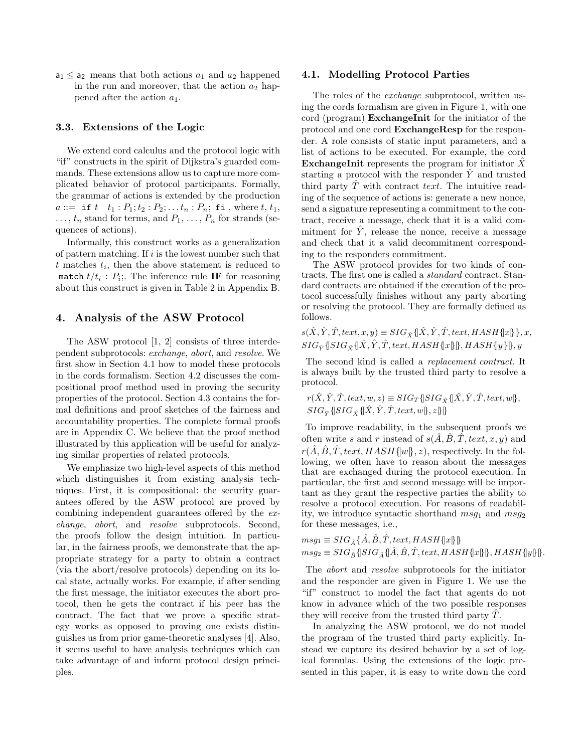$a_1 \leq a_2$ means that both actions $a_1$ and $a_2$ happened in the run and moreover, that the action $a_2$ happened after the action $a_1$.

### 3.3. Extensions of the Logic

We extend cord calculus and the protocol logic with "if" constructs in the spirit of Dijkstra's guarded commands. These extensions allow us to capture more complicated behavior of protocol participants. Formally, the grammar of actions is extended by the production $a ::=$ `if` $t \quad t_1 : P_1; t_2 : P_2; \dots t_n : P_n;$ `fi` , where $t$, $t_1$, $\dots$, $t_n$ stand for terms, and $P_1, \dots, P_n$ for strands (sequences of actions).

Informally, this construct works as a generalization of pattern matching. If $i$ is the lowest number such that $t$ matches $t_i$, then the above statement is reduced to `match` $t/t_i : P_i$;. The inference rule **IF** for reasoning about this construct is given in Table 2 in Appendix B.

## 4. Analysis of the ASW Protocol

The ASW protocol [1, 2] consists of three interdependent subprotocols: *exchange*, *abort*, and *resolve*. We first show in Section 4.1 how to model these protocols in the cords formalism. Section 4.2 discusses the compositional proof method used in proving the security properties of the protocol. Section 4.3 contains the formal definitions and proof sketches of the fairness and accountability properties. The complete formal proofs are in Appendix C. We believe that the proof method illustrated by this application will be useful for analyzing similar properties of related protocols.

We emphasize two high-level aspects of this method which distinguishes it from existing analysis techniques. First, it is compositional: the security guarantees offered by the ASW protocol are proved by combining independent guarantees offered by the *exchange*, *abort*, and *resolve* subprotocols. Second, the proofs follow the design intuition. In particular, in the fairness proofs, we demonstrate that the appropriate strategy for a party to obtain a contract (via the abort/resolve protocols) depending on its local state, actually works. For example, if after sending the first message, the initiator executes the abort protocol, then he gets the contract if his peer has the contract. The fact that we prove a specific strategy works as opposed to proving one exists distinguishes us from prior game-theoretic analyses [4]. Also, it seems useful to have analysis techniques which can take advantage of and inform protocol design principles.

### 4.1. Modelling Protocol Parties

The roles of the *exchange* subprotocol, written using the cords formalism are given in Figure 1, with one cord (program) **ExchangeInit** for the initiator of the protocol and one cord **ExchangeResp** for the responder. A role consists of static input parameters, and a list of actions to be executed. For example, the cord **ExchangeInit** represents the program for initiator $\hat{X}$ starting a protocol with the responder $\hat{Y}$ and trusted third party $\hat{T}$ with contract *text*. The intuitive reading of the sequence of actions is: generate a new nonce, send a signature representing a commitment to the contract, receive a message, check that it is a valid commitment for $\hat{Y}$, release the nonce, receive a message and check that it a valid decommitment corresponding to the responders commitment.

The ASW protocol provides for two kinds of contracts. The first one is called a *standard* contract. Standard contracts are obtained if the execution of the protocol successfully finishes without any party aborting or resolving the protocol. They are formally defined as follows.

$$s(\hat{X}, \hat{Y}, \hat{T}, text, x, y) \equiv SIG_{\hat{X}}\{\!|\hat{X}, \hat{Y}, \hat{T}, text, HASH\{\!|x|\!\}|\!\}, x, SIG_{\hat{Y}}\{\!|SIG_{\hat{X}}\{\!|\hat{X}, \hat{Y}, \hat{T}, text, HASH\{\!|x|\!\}|\!\}, HASH\{\!|y|\!\}|\!\}, y$$

The second kind is called a *replacement contract*. It is always built by the trusted third party to resolve a protocol.

$$r(\hat{X}, \hat{Y}, \hat{T}, text, w, z) \equiv SIG_T\{\!|SIG_{\hat{X}}\{\!|\hat{X}, \hat{Y}, \hat{T}, text, w|\!\}, SIG_{\hat{Y}}\{\!|SIG_{\hat{X}}\{\!|\hat{X}, \hat{Y}, \hat{T}, text, w|\!\}, z|\!\}|\!\}$$

To improve readability, in the subsequent proofs we often write $s$ and $r$ instead of $s(\hat{A}, \hat{B}, \hat{T}, text, x, y)$ and $r(\hat{A}, \hat{B}, \hat{T}, text, HASH\{\!|w|\!\}, z)$, respectively. In the following, we often have to reason about the messages that are exchanged during the protocol execution. In particular, the first and second message will be important as they grant the respective parties the ability to resolve a protocol execution. For reasons of readability, we introduce syntactic shorthand $msg_1$ and $msg_2$ for these messages, i.e.,

$$msg_1 \equiv SIG_{\hat{A}}\{\!|\hat{A}, \hat{B}, \hat{T}, text, HASH\{\!|x|\!\}|\!\}$$
$$msg_2 \equiv SIG_{\hat{B}}\{\!|SIG_{\hat{A}}\{\!|\hat{A}, \hat{B}, \hat{T}, text, HASH\{\!|x|\!\}|\!\}, HASH\{\!|y|\!\}|\!\}.$$

The *abort* and *resolve* subprotocols for the initiator and the responder are given in Figure 1. We use the "if" construct to model the fact that agents do not know in advance which of the two possible responses they will receive from the trusted third party $\hat{T}$.

In analyzing the ASW protocol, we do not model the program of the trusted third party explicitly. Instead we capture its desired behavior by a set of logical formulas. Using the extensions of the logic presented in this paper, it is easy to write down the cord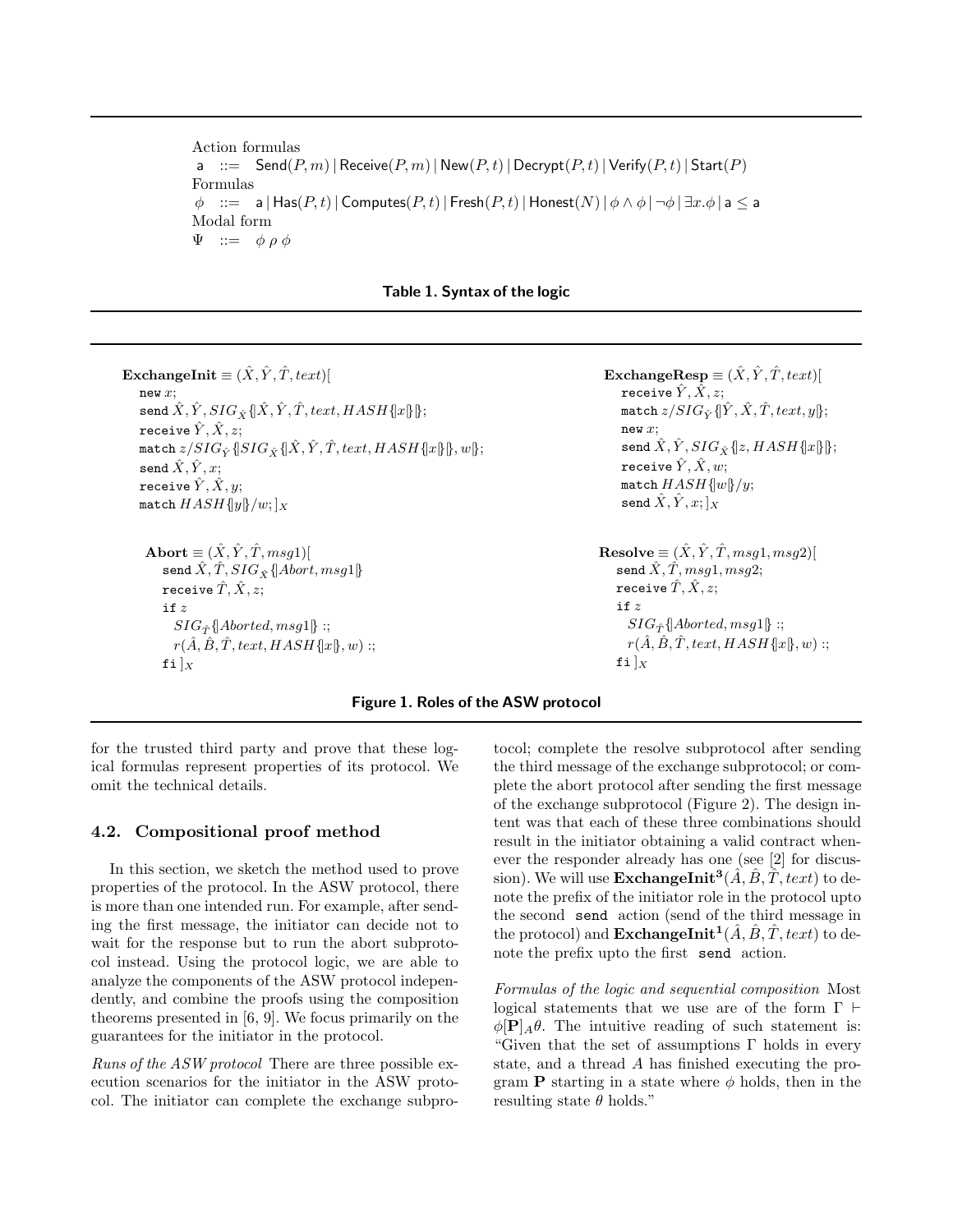Action formulas

$\mathsf{a} \ ::= \ \mathsf{Send}(P,m) \,|\, \mathsf{Receive}(P,m) \,|\, \mathsf{New}(P,t) \,|\, \mathsf{Decrypt}(P,t) \,|\, \mathsf{Verify}(P,t) \,|\, \mathsf{Start}(P)$

Formulas

$\phi \ ::= \ \mathsf{a} \,|\, \mathsf{Has}(P,t) \,|\, \mathsf{Computes}(P,t) \,|\, \mathsf{Fresh}(P,t) \,|\, \mathsf{Honest}(N) \,|\, \phi \wedge \phi \,|\, \neg\phi \,|\, \exists x.\phi \,|\, \mathsf{a} \leq \mathsf{a}$

Modal form

$\Psi \ ::= \ \phi \ \rho \ \phi$

**Table 1. Syntax of the logic**

$\mathbf{ExchangeInit} \equiv (\hat{X}, \hat{Y}, \hat{T}, text)[$
- new $x$;
- send $\hat{X}, \hat{Y}, SIG_{\hat{X}}\{|\hat{X}, \hat{Y}, \hat{T}, text, HASH\{|x|\}|\}$;
- receive $\hat{Y}, \hat{X}, z$;
- match $z/SIG_{\hat{Y}}\{|SIG_{\hat{X}}\{|\hat{X}, \hat{Y}, \hat{T}, text, HASH\{|x|\}|\}, w|\}$;
- send $\hat{X}, \hat{Y}, x$;
- receive $\hat{Y}, \hat{X}, y$;
- match $HASH\{|y|\}/w; ]_X$

$\mathbf{ExchangeResp} \equiv (\hat{X}, \hat{Y}, \hat{T}, text)[$
- receive $\hat{Y}, \hat{X}, z$;
- match $z/SIG_{\hat{Y}}\{|\hat{Y}, \hat{X}, \hat{T}, text, y|\}$;
- new $x$;
- send $\hat{X}, \hat{Y}, SIG_{\hat{X}}\{|z, HASH\{|x|\}|\}$;
- receive $\hat{Y}, \hat{X}, w$;
- match $HASH\{|w|\}/y$;
- send $\hat{X}, \hat{Y}, x; ]_X$

$\mathbf{Abort} \equiv (\hat{X}, \hat{Y}, \hat{T}, msg1)[$
- send $\hat{X}, \hat{T}, SIG_{\hat{X}}\{|Abort, msg1|\}$
- receive $\hat{T}, \hat{X}, z$;
- if $z$
  - $SIG_{\hat{T}}\{|Aborted, msg1|\}$ :;
  - $r(\hat{A}, \hat{B}, \hat{T}, text, HASH\{|x|\}, w)$ :;
- fi $]_X$

$\mathbf{Resolve} \equiv (\hat{X}, \hat{Y}, \hat{T}, msg1, msg2)[$
- send $\hat{X}, \hat{T}, msg1, msg2$;
- receive $\hat{T}, \hat{X}, z$;
- if $z$
  - $SIG_{\hat{T}}\{|Aborted, msg1|\}$ :;
  - $r(\hat{A}, \hat{B}, \hat{T}, text, HASH\{|x|\}, w)$ :;
- fi $]_X$

**Figure 1. Roles of the ASW protocol**

for the trusted third party and prove that these logical formulas represent properties of its protocol. We omit the technical details.

### 4.2. Compositional proof method

In this section, we sketch the method used to prove properties of the protocol. In the ASW protocol, there is more than one intended run. For example, after sending the first message, the initiator can decide not to wait for the response but to run the abort subprotocol instead. Using the protocol logic, we are able to analyze the components of the ASW protocol independently, and combine the proofs using the composition theorems presented in [6, 9]. We focus primarily on the guarantees for the initiator in the protocol.

*Runs of the ASW protocol* There are three possible execution scenarios for the initiator in the ASW protocol. The initiator can complete the exchange subprotocol; complete the resolve subprotocol after sending the third message of the exchange subprotocol; or complete the abort protocol after sending the first message of the exchange subprotocol (Figure 2). The design intent was that each of these three combinations should result in the initiator obtaining a valid contract whenever the responder already has one (see [2] for discussion). We will use $\mathbf{ExchangeInit^3}(\hat{A}, \hat{B}, \hat{T}, text)$ to denote the prefix of the initiator role in the protocol upto the second send action (send of the third message in the protocol) and $\mathbf{ExchangeInit^1}(\hat{A}, \hat{B}, \hat{T}, text)$ to denote the prefix upto the first send action.

*Formulas of the logic and sequential composition* Most logical statements that we use are of the form $\Gamma \vdash \phi[\mathbf{P}]_A\theta$. The intuitive reading of such statement is: "Given that the set of assumptions $\Gamma$ holds in every state, and a thread $A$ has finished executing the program $\mathbf{P}$ starting in a state where $\phi$ holds, then in the resulting state $\theta$ holds."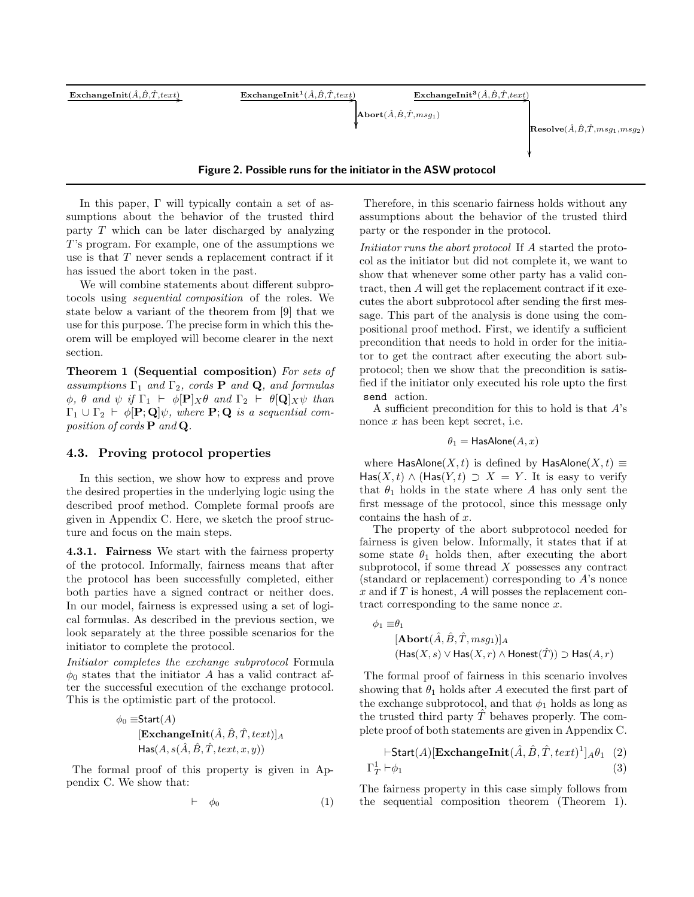**ExchangeInit**$(\hat{A},\hat{B},\hat{T},text)$ **ExchangeInit**$^{\mathbf{1}}(\hat{A},\hat{B},\hat{T},text)$ **Abort**$(\hat{A},\hat{B},\hat{T},msg_1)$ **ExchangeInit**$^{\mathbf{3}}(\hat{A},\hat{B},\hat{T},text)$ **Resolve**$(\hat{A},\hat{B},\hat{T},msg_1,msg_2)$

**Figure 2. Possible runs for the initiator in the ASW protocol**

In this paper, $\Gamma$ will typically contain a set of assumptions about the behavior of the trusted third party $T$ which can be later discharged by analyzing $T$'s program. For example, one of the assumptions we use is that $T$ never sends a replacement contract if it has issued the abort token in the past.

We will combine statements about different subprotocols using *sequential composition* of the roles. We state below a variant of the theorem from [9] that we use for this purpose. The precise form in which this theorem will be employed will become clearer in the next section.

**Theorem 1 (Sequential composition)** *For sets of assumptions $\Gamma_1$ and $\Gamma_2$, cords $\mathbf{P}$ and $\mathbf{Q}$, and formulas $\phi$, $\theta$ and $\psi$ if $\Gamma_1 \vdash \phi[\mathbf{P}]_X\theta$ and $\Gamma_2 \vdash \theta[\mathbf{Q}]_X\psi$ than $\Gamma_1 \cup \Gamma_2 \vdash \phi[\mathbf{P};\mathbf{Q}]\psi$, where $\mathbf{P};\mathbf{Q}$ is a sequential composition of cords $\mathbf{P}$ and $\mathbf{Q}$.*

### 4.3. Proving protocol properties

In this section, we show how to express and prove the desired properties in the underlying logic using the described proof method. Complete formal proofs are given in Appendix C. Here, we sketch the proof structure and focus on the main steps.

**4.3.1. Fairness** We start with the fairness property of the protocol. Informally, fairness means that after the protocol has been successfully completed, either both parties have a signed contract or neither does. In our model, fairness is expressed using a set of logical formulas. As described in the previous section, we look separately at the three possible scenarios for the initiator to complete the protocol.

*Initiator completes the exchange subprotocol* Formula $\phi_0$ states that the initiator $A$ has a valid contract after the successful execution of the exchange protocol. This is the optimistic part of the protocol.

$$\begin{aligned}\phi_0 \equiv\ & \mathsf{Start}(A)\\ & [\mathbf{ExchangeInit}(\hat{A},\hat{B},\hat{T},text)]_A\\ & \mathsf{Has}(A, s(\hat{A},\hat{B},\hat{T},text,x,y))\end{aligned}$$

The formal proof of this property is given in Appendix C. We show that:

$$\vdash \quad \phi_0 \tag{1}$$

Therefore, in this scenario fairness holds without any assumptions about the behavior of the trusted third party or the responder in the protocol.

*Initiator runs the abort protocol* If $A$ started the protocol as the initiator but did not complete it, we want to show that whenever some other party has a valid contract, then $A$ will get the replacement contract if it executes the abort subprotocol after sending the first message. This part of the analysis is done using the compositional proof method. First, we identify a sufficient precondition that needs to hold in order for the initiator to get the contract after executing the abort subprotocol; then we show that the precondition is satisfied if the initiator only executed his role upto the first `send` action.

A sufficient precondition for this to hold is that $A$'s nonce $x$ has been kept secret, i.e.

$$\theta_1 = \mathsf{HasAlone}(A, x)$$

where $\mathsf{HasAlone}(X,t)$ is defined by $\mathsf{HasAlone}(X,t) \equiv \mathsf{Has}(X,t) \wedge (\mathsf{Has}(Y,t) \supset X = Y$. It is easy to verify that $\theta_1$ holds in the state where $A$ has only sent the first message of the protocol, since this message only contains the hash of $x$.

The property of the abort subprotocol needed for fairness is given below. Informally, it states that if at some state $\theta_1$ holds then, after executing the abort subprotocol, if some thread $X$ possesses any contract (standard or replacement) corresponding to $A$'s nonce $x$ and if $T$ is honest, $A$ will posses the replacement contract corresponding to the same nonce $x$.

$$\begin{aligned}\phi_1 \equiv\ & \theta_1\\ & [\mathbf{Abort}(\hat{A},\hat{B},\hat{T},msg_1)]_A\\ & (\mathsf{Has}(X,s) \vee \mathsf{Has}(X,r) \wedge \mathsf{Honest}(\hat{T})) \supset \mathsf{Has}(A,r)\end{aligned}$$

The formal proof of fairness in this scenario involves showing that $\theta_1$ holds after $A$ executed the first part of the exchange subprotocol, and that $\phi_1$ holds as long as the trusted third party $\hat{T}$ behaves properly. The complete proof of both statements are given in Appendix C.

$$\vdash \mathsf{Start}(A)[\mathbf{ExchangeInit}(\hat{A},\hat{B},\hat{T},text)^1]_A\theta_1 \tag{2}$$

$$\Gamma_T^1 \vdash \phi_1 \tag{3}$$

The fairness property in this case simply follows from the sequential composition theorem (Theorem 1).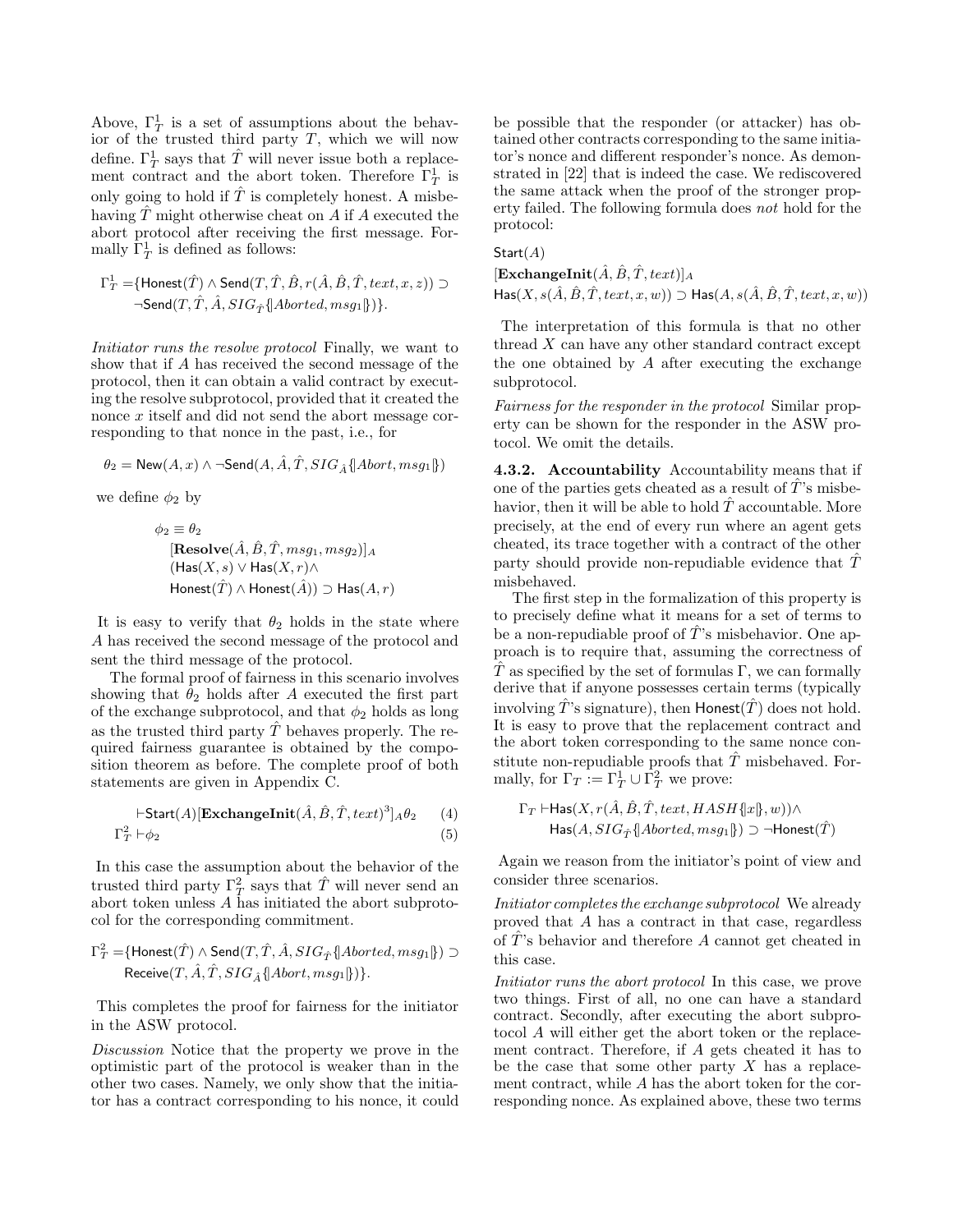Above, $\Gamma_T^1$ is a set of assumptions about the behavior of the trusted third party $T$, which we will now define. $\Gamma_T^1$ says that $\hat{T}$ will never issue both a replacement contract and the abort token. Therefore $\Gamma_T^1$ is only going to hold if $\hat{T}$ is completely honest. A misbehaving $\hat{T}$ might otherwise cheat on $A$ if $A$ executed the abort protocol after receiving the first message. Formally $\Gamma_T^1$ is defined as follows:

$$\Gamma_T^1 = \{\mathsf{Honest}(\hat{T}) \wedge \mathsf{Send}(T, \hat{T}, \hat{B}, r(\hat{A}, \hat{B}, \hat{T}, text, x, z)) \supset \neg\mathsf{Send}(T, \hat{T}, \hat{A}, SIG_{\hat{T}}\{\!|Aborted, msg_1|\!\})\}.$$

*Initiator runs the resolve protocol* Finally, we want to show that if $A$ has received the second message of the protocol, then it can obtain a valid contract by executing the resolve subprotocol, provided that it created the nonce $x$ itself and did not send the abort message corresponding to that nonce in the past, i.e., for

$$\theta_2 = \mathsf{New}(A, x) \wedge \neg\mathsf{Send}(A, \hat{A}, \hat{T}, SIG_{\hat{A}}\{\!|Abort, msg_1|\!\})$$

we define $\phi_2$ by

$$\begin{aligned}\phi_2 \equiv\ & \theta_2\\ & [\mathbf{Resolve}(\hat{A}, \hat{B}, \hat{T}, msg_1, msg_2)]_A\\ & (\mathsf{Has}(X, s) \vee \mathsf{Has}(X, r) \wedge\\ & \mathsf{Honest}(\hat{T}) \wedge \mathsf{Honest}(\hat{A})) \supset \mathsf{Has}(A, r)\end{aligned}$$

It is easy to verify that $\theta_2$ holds in the state where $A$ has received the second message of the protocol and sent the third message of the protocol.

The formal proof of fairness in this scenario involves showing that $\theta_2$ holds after $A$ executed the first part of the exchange subprotocol, and that $\phi_2$ holds as long as the trusted third party $\hat{T}$ behaves properly. The required fairness guarantee is obtained by the composition theorem as before. The complete proof of both statements are given in Appendix C.

$$\vdash \mathsf{Start}(A)[\mathbf{ExchangeInit}(\hat{A}, \hat{B}, \hat{T}, text)^3]_A \theta_2 \quad (4)$$
$$\Gamma_T^2 \vdash \phi_2 \quad (5)$$

In this case the assumption about the behavior of the trusted third party $\Gamma_T^2$ says that $\hat{T}$ will never send an abort token unless $A$ has initiated the abort subprotocol for the corresponding commitment.

$$\Gamma_T^2 = \{\mathsf{Honest}(\hat{T}) \wedge \mathsf{Send}(T, \hat{T}, \hat{A}, SIG_{\hat{T}}\{\!|Aborted, msg_1|\!\}) \supset \mathsf{Receive}(T, \hat{A}, \hat{T}, SIG_{\hat{A}}\{\!|Abort, msg_1|\!\})\}.$$

This completes the proof for fairness for the initiator in the ASW protocol.

*Discussion* Notice that the property we prove in the optimistic part of the protocol is weaker than in the other two cases. Namely, we only show that the initiator has a contract corresponding to his nonce, it could be possible that the responder (or attacker) has obtained other contracts corresponding to the same initiator's nonce and different responder's nonce. As demonstrated in [22] that is indeed the case. We rediscovered the same attack when the proof of the stronger property failed. The following formula does *not* hold for the protocol:

$$\begin{aligned}& \mathsf{Start}(A)\\ & [\mathbf{ExchangeInit}(\hat{A}, \hat{B}, \hat{T}, text)]_A\\ & \mathsf{Has}(X, s(\hat{A}, \hat{B}, \hat{T}, text, x, w)) \supset \mathsf{Has}(A, s(\hat{A}, \hat{B}, \hat{T}, text, x, w))\end{aligned}$$

The interpretation of this formula is that no other thread $X$ can have any other standard contract except the one obtained by $A$ after executing the exchange subprotocol.

*Fairness for the responder in the protocol* Similar property can be shown for the responder in the ASW protocol. We omit the details.

#### 4.3.2. Accountability

Accountability means that if one of the parties gets cheated as a result of $\hat{T}$'s misbehavior, then it will be able to hold $\hat{T}$ accountable. More precisely, at the end of every run where an agent gets cheated, its trace together with a contract of the other party should provide non-repudiable evidence that $\hat{T}$ misbehaved.

The first step in the formalization of this property is to precisely define what it means for a set of terms to be a non-repudiable proof of $\hat{T}$'s misbehavior. One approach is to require that, assuming the correctness of $\hat{T}$ as specified by the set of formulas $\Gamma$, we can formally derive that if anyone possesses certain terms (typically involving $\hat{T}$'s signature), then $\mathsf{Honest}(\hat{T})$ does not hold. It is easy to prove that the replacement contract and the abort token corresponding to the same nonce constitute non-repudiable proofs that $\hat{T}$ misbehaved. Formally, for $\Gamma_T := \Gamma_T^1 \cup \Gamma_T^2$ we prove:

$$\begin{aligned}\Gamma_T \vdash\ & \mathsf{Has}(X, r(\hat{A}, \hat{B}, \hat{T}, text, HASH\{\!|x|\!\}, w)) \wedge\\ & \mathsf{Has}(A, SIG_{\hat{T}}\{\!|Aborted, msg_1|\!\}) \supset \neg\mathsf{Honest}(\hat{T})\end{aligned}$$

Again we reason from the initiator's point of view and consider three scenarios.

*Initiator completes the exchange subprotocol* We already proved that $A$ has a contract in that case, regardless of $\hat{T}$'s behavior and therefore $A$ cannot get cheated in this case.

*Initiator runs the abort protocol* In this case, we prove two things. First of all, no one can have a standard contract. Secondly, after executing the abort subprotocol $A$ will either get the abort token or the replacement contract. Therefore, if $A$ gets cheated it has to be the case that some other party $X$ has a replacement contract, while $A$ has the abort token for the corresponding nonce. As explained above, these two terms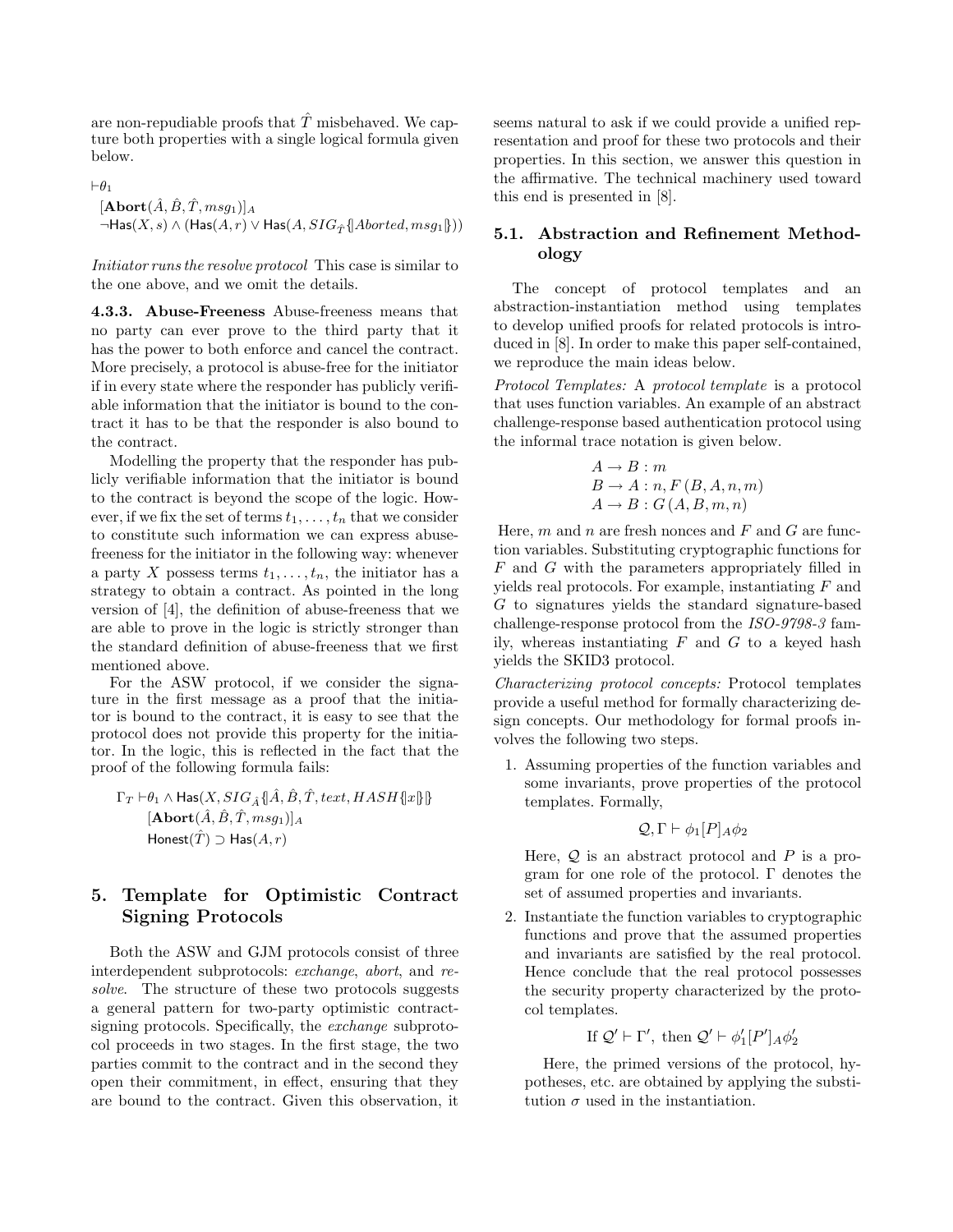are non-repudiable proofs that $\hat{T}$ misbehaved. We capture both properties with a single logical formula given below.

$$\vdash \theta_1$$
$$[\mathbf{Abort}(\hat{A}, \hat{B}, \hat{T}, msg_1)]_A$$
$$\neg \mathsf{Has}(X, s) \wedge (\mathsf{Has}(A, r) \vee \mathsf{Has}(A, SIG_{\hat{T}}\{\!|Aborted, msg_1|\!\}))$$

*Initiator runs the resolve protocol* This case is similar to the one above, and we omit the details.

**4.3.3. Abuse-Freeness** Abuse-freeness means that no party can ever prove to the third party that it has the power to both enforce and cancel the contract. More precisely, a protocol is abuse-free for the initiator if in every state where the responder has publicly verifiable information that the initiator is bound to the contract it has to be that the responder is also bound to the contract.

Modelling the property that the responder has publicly verifiable information that the initiator is bound to the contract is beyond the scope of the logic. However, if we fix the set of terms $t_1, \ldots, t_n$ that we consider to constitute such information we can express abuse-freeness for the initiator in the following way: whenever a party $X$ possess terms $t_1, \ldots, t_n$, the initiator has a strategy to obtain a contract. As pointed in the long version of [4], the definition of abuse-freeness that we are able to prove in the logic is strictly stronger than the standard definition of abuse-freeness that we first mentioned above.

For the ASW protocol, if we consider the signature in the first message as a proof that the initiator is bound to the contract, it is easy to see that the protocol does not provide this property for the initiator. In the logic, this is reflected in the fact that the proof of the following formula fails:

$$\Gamma_T \vdash \theta_1 \wedge \mathsf{Has}(X, SIG_{\hat{A}}\{\!|\hat{A}, \hat{B}, \hat{T}, text, HASH\{\!|x|\!\}|\!\}$$
$$[\mathbf{Abort}(\hat{A}, \hat{B}, \hat{T}, msg_1)]_A$$
$$\mathsf{Honest}(\hat{T}) \supset \mathsf{Has}(A, r)$$

## 5. Template for Optimistic Contract Signing Protocols

Both the ASW and GJM protocols consist of three interdependent subprotocols: *exchange*, *abort*, and *resolve*. The structure of these two protocols suggests a general pattern for two-party optimistic contract-signing protocols. Specifically, the *exchange* subprotocol proceeds in two stages. In the first stage, the two parties commit to the contract and in the second they open their commitment, in effect, ensuring that they are bound to the contract. Given this observation, it seems natural to ask if we could provide a unified representation and proof for these two protocols and their properties. In this section, we answer this question in the affirmative. The technical machinery used toward this end is presented in [8].

### 5.1. Abstraction and Refinement Methodology

The concept of protocol templates and an abstraction-instantiation method using templates to develop unified proofs for related protocols is introduced in [8]. In order to make this paper self-contained, we reproduce the main ideas below.

*Protocol Templates:* A *protocol template* is a protocol that uses function variables. An example of an abstract challenge-response based authentication protocol using the informal trace notation is given below.

$$A \rightarrow B : m$$
$$B \rightarrow A : n, F(B, A, n, m)$$
$$A \rightarrow B : G(A, B, m, n)$$

Here, $m$ and $n$ are fresh nonces and $F$ and $G$ are function variables. Substituting cryptographic functions for $F$ and $G$ with the parameters appropriately filled in yields real protocols. For example, instantiating $F$ and $G$ to signatures yields the standard signature-based challenge-response protocol from the *ISO-9798-3* family, whereas instantiating $F$ and $G$ to a keyed hash yields the SKID3 protocol.

*Characterizing protocol concepts:* Protocol templates provide a useful method for formally characterizing design concepts. Our methodology for formal proofs involves the following two steps.

1. Assuming properties of the function variables and some invariants, prove properties of the protocol templates. Formally,

   $$\mathcal{Q}, \Gamma \vdash \phi_1 [P]_A \phi_2$$

   Here, $\mathcal{Q}$ is an abstract protocol and $P$ is a program for one role of the protocol. $\Gamma$ denotes the set of assumed properties and invariants.

2. Instantiate the function variables to cryptographic functions and prove that the assumed properties and invariants are satisfied by the real protocol. Hence conclude that the real protocol possesses the security property characterized by the protocol templates.

   $$\text{If } \mathcal{Q}' \vdash \Gamma', \text{ then } \mathcal{Q}' \vdash \phi_1' [P']_A \phi_2'$$

   Here, the primed versions of the protocol, hypotheses, etc. are obtained by applying the substitution $\sigma$ used in the instantiation.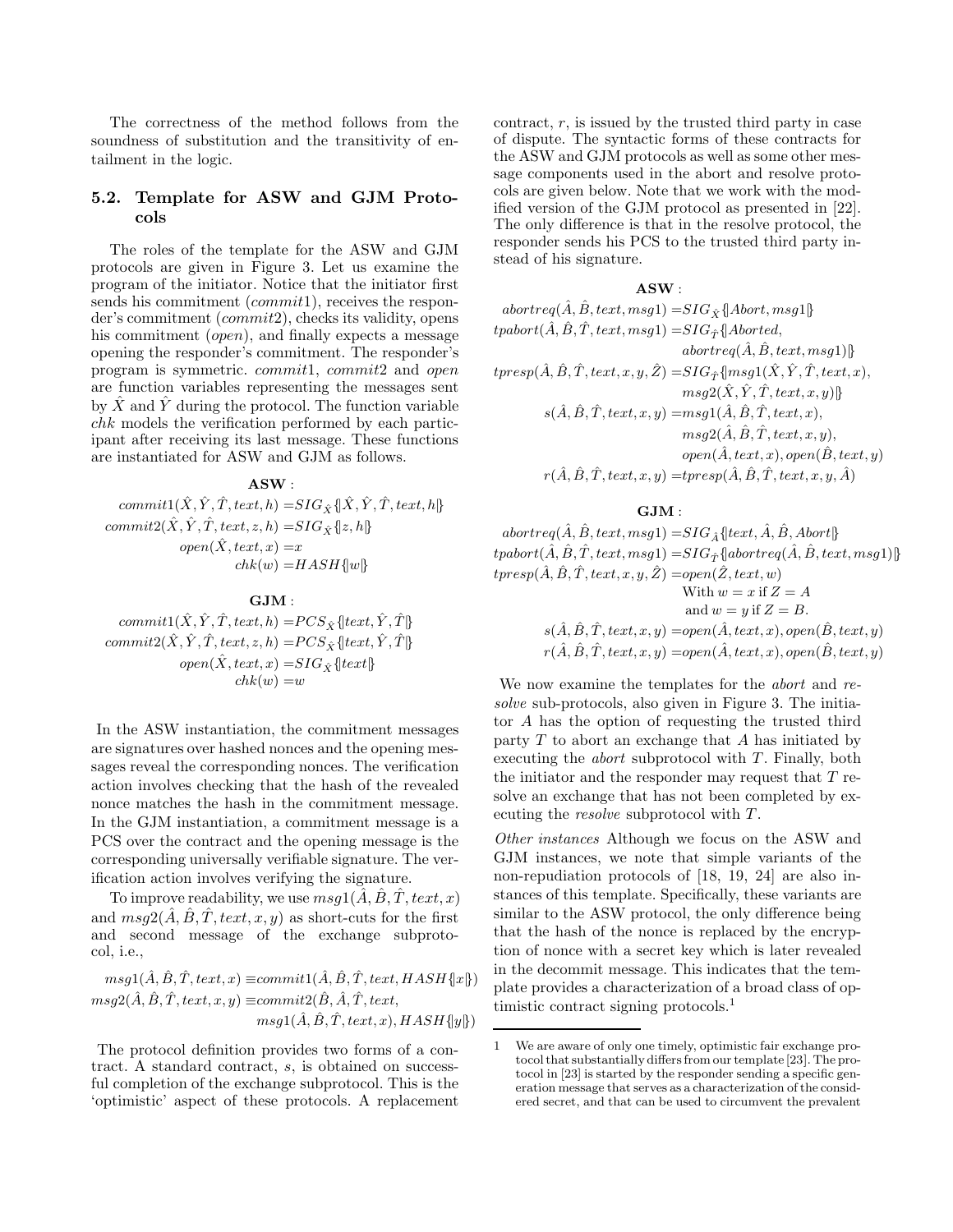The correctness of the method follows from the soundness of substitution and the transitivity of entailment in the logic.

### 5.2. Template for ASW and GJM Protocols

The roles of the template for the ASW and GJM protocols are given in Figure 3. Let us examine the program of the initiator. Notice that the initiator first sends his commitment (*commit*1), receives the responder's commitment (*commit*2), checks its validity, opens his commitment (*open*), and finally expects a message opening the responder's commitment. The responder's program is symmetric. *commit*1, *commit*2 and *open* are function variables representing the messages sent by $\hat{X}$ and $\hat{Y}$ during the protocol. The function variable *chk* models the verification performed by each participant after receiving its last message. These functions are instantiated for ASW and GJM as follows.

**ASW** :

$$
\begin{aligned}
commit1(\hat{X}, \hat{Y}, \hat{T}, text, h) &= SIG_{\hat{X}}\{\!|\hat{X}, \hat{Y}, \hat{T}, text, h|\!\} \\
commit2(\hat{X}, \hat{Y}, \hat{T}, text, z, h) &= SIG_{\hat{X}}\{\!|z, h|\!\} \\
open(\hat{X}, text, x) &= x \\
chk(w) &= HASH\{\!|w|\!\}
\end{aligned}
$$

**GJM** :

$$
\begin{aligned}
commit1(\hat{X}, \hat{Y}, \hat{T}, text, h) &= PCS_{\hat{X}}\{\!|text, \hat{Y}, \hat{T}|\!\} \\
commit2(\hat{X}, \hat{Y}, \hat{T}, text, z, h) &= PCS_{\hat{X}}\{\!|text, \hat{Y}, \hat{T}|\!\} \\
open(\hat{X}, text, x) &= SIG_{\hat{X}}\{\!|text|\!\} \\
chk(w) &= w
\end{aligned}
$$

In the ASW instantiation, the commitment messages are signatures over hashed nonces and the opening messages reveal the corresponding nonces. The verification action involves checking that the hash of the revealed nonce matches the hash in the commitment message. In the GJM instantiation, a commitment message is a PCS over the contract and the opening message is the corresponding universally verifiable signature. The verification action involves verifying the signature.

To improve readability, we use $msg1(\hat{A}, \hat{B}, \hat{T}, text, x)$ and $msg2(\hat{A}, \hat{B}, \hat{T}, text, x, y)$ as short-cuts for the first and second message of the exchange subprotocol, i.e.,

$$
\begin{aligned}
msg1(\hat{A}, \hat{B}, \hat{T}, text, x) &\equiv commit1(\hat{A}, \hat{B}, \hat{T}, text, HASH\{\!|x|\!\}) \\
msg2(\hat{A}, \hat{B}, \hat{T}, text, x, y) &\equiv commit2(\hat{B}, \hat{A}, \hat{T}, text, \\
&\qquad msg1(\hat{A}, \hat{B}, \hat{T}, text, x), HASH\{\!|y|\!\})
\end{aligned}
$$

The protocol definition provides two forms of a contract. A standard contract, $s$, is obtained on successful completion of the exchange subprotocol. This is the 'optimistic' aspect of these protocols. A replacement contract, $r$, is issued by the trusted third party in case of dispute. The syntactic forms of these contracts for the ASW and GJM protocols as well as some other message components used in the abort and resolve protocols are given below. Note that we work with the modified version of the GJM protocol as presented in [22]. The only difference is that in the resolve protocol, the responder sends his PCS to the trusted third party instead of his signature.

**ASW** :

$$
\begin{aligned}
abortreq(\hat{A}, \hat{B}, text, msg1) &= SIG_{\hat{X}}\{\!|Abort, msg1|\!\} \\
tpabort(\hat{A}, \hat{B}, \hat{T}, text, msg1) &= SIG_{\hat{T}}\{\!|Aborted, \\
&\qquad abortreq(\hat{A}, \hat{B}, text, msg1)|\!\} \\
tpresp(\hat{A}, \hat{B}, \hat{T}, text, x, y, \hat{Z}) &= SIG_{\hat{T}}\{\!|msg1(\hat{X}, \hat{Y}, \hat{T}, text, x), \\
&\qquad msg2(\hat{X}, \hat{Y}, \hat{T}, text, x, y)|\!\} \\
s(\hat{A}, \hat{B}, \hat{T}, text, x, y) &= msg1(\hat{A}, \hat{B}, \hat{T}, text, x), \\
&\qquad msg2(\hat{A}, \hat{B}, \hat{T}, text, x, y), \\
&\qquad open(\hat{A}, text, x), open(\hat{B}, text, y) \\
r(\hat{A}, \hat{B}, \hat{T}, text, x, y) &= tpresp(\hat{A}, \hat{B}, \hat{T}, text, x, y, \hat{A})
\end{aligned}
$$

**GJM** :

$$
\begin{aligned}
abortreq(\hat{A}, \hat{B}, text, msg1) &= SIG_{\hat{A}}\{\!|text, \hat{A}, \hat{B}, Abort|\!\} \\
tpabort(\hat{A}, \hat{B}, \hat{T}, text, msg1) &= SIG_{\hat{T}}\{\!|abortreq(\hat{A}, \hat{B}, text, msg1)|\!\} \\
tpresp(\hat{A}, \hat{B}, \hat{T}, text, x, y, \hat{Z}) &= open(\hat{Z}, text, w) \\
&\qquad \text{With } w = x \text{ if } Z = A \\
&\qquad \text{and } w = y \text{ if } Z = B. \\
s(\hat{A}, \hat{B}, \hat{T}, text, x, y) &= open(\hat{A}, text, x), open(\hat{B}, text, y) \\
r(\hat{A}, \hat{B}, \hat{T}, text, x, y) &= open(\hat{A}, text, x), open(\hat{B}, text, y)
\end{aligned}
$$

We now examine the templates for the *abort* and *resolve* sub-protocols, also given in Figure 3. The initiator $A$ has the option of requesting the trusted third party $T$ to abort an exchange that $A$ has initiated by executing the *abort* subprotocol with $T$. Finally, both the initiator and the responder may request that $T$ resolve an exchange that has not been completed by executing the *resolve* subprotocol with $T$.

*Other instances* Although we focus on the ASW and GJM instances, we note that simple variants of the non-repudiation protocols of [18, 19, 24] are also instances of this template. Specifically, these variants are similar to the ASW protocol, the only difference being that the hash of the nonce is replaced by the encryption of nonce with a secret key which is later revealed in the decommit message. This indicates that the template provides a characterization of a broad class of optimistic contract signing protocols.[1]

[1] We are aware of only one timely, optimistic fair exchange protocol that substantially differs from our template [23]. The protocol in [23] is started by the responder sending a specific generation message that serves as a characterization of the considered secret, and that can be used to circumvent the prevalent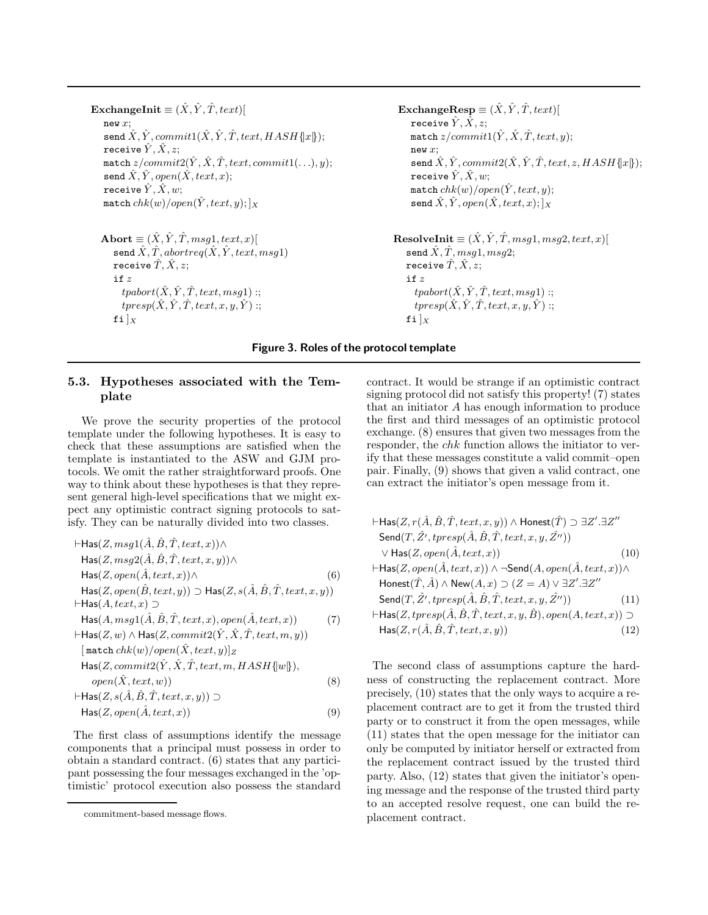**ExchangeInit** $\equiv (\hat{X}, \hat{Y}, \hat{T}, text)[$
 $\texttt{new}\ x;$
 $\texttt{send}\ \hat{X}, \hat{Y}, commit1(\hat{X}, \hat{Y}, \hat{T}, text, HASH\{\!|x|\!\});$
 $\texttt{receive}\ \hat{Y}, \hat{X}, z;$
 $\texttt{match}\ z/commit2(\hat{Y}, \hat{X}, \hat{T}, text, commit1(\ldots), y);$
 $\texttt{send}\ \hat{X}, \hat{Y}, open(\hat{X}, text, x);$
 $\texttt{receive}\ \hat{Y}, \hat{X}, w;$
 $\texttt{match}\ chk(w)/open(\hat{Y}, text, y);]_X$

**ExchangeResp** $\equiv (\hat{X}, \hat{Y}, \hat{T}, text)[$
 $\texttt{receive}\ \hat{Y}, \hat{X}, z;$
 $\texttt{match}\ z/commit1(\hat{Y}, \hat{X}, \hat{T}, text, y);$
 $\texttt{new}\ x;$
 $\texttt{send}\ \hat{X}, \hat{Y}, commit2(\hat{X}, \hat{Y}, \hat{T}, text, z, HASH\{\!|x|\!\});$
 $\texttt{receive}\ \hat{Y}, \hat{X}, w;$
 $\texttt{match}\ chk(w)/open(\hat{Y}, text, y);$
 $\texttt{send}\ \hat{X}, \hat{Y}, open(\hat{X}, text, x);]_X$

**Abort** $\equiv (\hat{X}, \hat{Y}, \hat{T}, msg1, text, x)[$
 $\texttt{send}\ \hat{X}, \hat{T}, abortreq(\hat{X}, \hat{Y}, text, msg1)$
 $\texttt{receive}\ \hat{T}, \hat{X}, z;$
 $\texttt{if}\ z$
  $tpabort(\hat{X}, \hat{Y}, \hat{T}, text, msg1)$ :;
  $tpresp(\hat{X}, \hat{Y}, \hat{T}, text, x, y, \hat{Y})$ :;
 $\texttt{fi}\ ]_X$

**ResolveInit** $\equiv (\hat{X}, \hat{Y}, \hat{T}, msg1, msg2, text, x)[$
 $\texttt{send}\ \hat{X}, \hat{T}, msg1, msg2;$
 $\texttt{receive}\ \hat{T}, \hat{X}, z;$
 $\texttt{if}\ z$
  $tpabort(\hat{X}, \hat{Y}, \hat{T}, text, msg1)$ :;
  $tpresp(\hat{X}, \hat{Y}, \hat{T}, text, x, y, \hat{Y})$ :;
 $\texttt{fi}\ ]_X$

**Figure 3. Roles of the protocol template**

### 5.3. Hypotheses associated with the Template

We prove the security properties of the protocol template under the following hypotheses. It is easy to check that these assumptions are satisfied when the template is instantiated to the ASW and GJM protocols. We omit the rather straightforward proofs. One way to think about these hypotheses is that they represent general high-level specifications that we might expect any optimistic contract signing protocols to satisfy. They can be naturally divided into two classes.

$$\begin{aligned}
&\vdash \mathsf{Has}(Z, msg1(\hat{A}, \hat{B}, \hat{T}, text, x)) \wedge \\
&\quad \mathsf{Has}(Z, msg2(\hat{A}, \hat{B}, \hat{T}, text, x, y)) \wedge \\
&\quad \mathsf{Has}(Z, open(\hat{A}, text, x)) \wedge \\
&\quad \mathsf{Has}(Z, open(\hat{B}, text, y)) \supset \mathsf{Has}(Z, s(\hat{A}, \hat{B}, \hat{T}, text, x, y)) \quad (6)
\end{aligned}$$

$$\begin{aligned}
&\vdash \mathsf{Has}(A, text, x) \supset \\
&\quad \mathsf{Has}(A, msg1(\hat{A}, \hat{B}, \hat{T}, text, x), open(\hat{A}, text, x)) \quad (7)
\end{aligned}$$

$$\begin{aligned}
&\vdash \mathsf{Has}(Z, w) \wedge \mathsf{Has}(Z, commit2(\hat{Y}, \hat{X}, \hat{T}, text, m, y)) \\
&\quad [\,\texttt{match}\ chk(w)/open(\hat{X}, text, y)]_Z \\
&\quad \mathsf{Has}(Z, commit2(\hat{Y}, \hat{X}, \hat{T}, text, m, HASH\{\!|w|\!\}), \\
&\qquad open(\hat{X}, text, w)) \quad (8)
\end{aligned}$$

$$\begin{aligned}
&\vdash \mathsf{Has}(Z, s(\hat{A}, \hat{B}, \hat{T}, text, x, y)) \supset \\
&\quad \mathsf{Has}(Z, open(\hat{A}, text, x)) \quad (9)
\end{aligned}$$

The first class of assumptions identify the message components that a principal must possess in order to obtain a standard contract. (6) states that any participant possessing the four messages exchanged in the 'optimistic' protocol execution also possess the standard contract. It would be strange if an optimistic contract signing protocol did not satisfy this property! (7) states that an initiator $A$ has enough information to produce the first and third messages of an optimistic protocol exchange. (8) ensures that given two messages from the responder, the $chk$ function allows the initiator to verify that these messages constitute a valid commit–open pair. Finally, (9) shows that given a valid contract, one can extract the initiator's open message from it.

$$\begin{aligned}
&\vdash \mathsf{Has}(Z, r(\hat{A}, \hat{B}, \hat{T}, text, x, y)) \wedge \mathsf{Honest}(\hat{T}) \supset \exists Z'.\exists Z'' \\
&\quad \mathsf{Send}(T, \hat{Z'}, tpresp(\hat{A}, \hat{B}, \hat{T}, text, x, y, \hat{Z''})) \\
&\quad \vee \mathsf{Has}(Z, open(\hat{A}, text, x)) \quad (10)
\end{aligned}$$

$$\begin{aligned}
&\vdash \mathsf{Has}(Z, open(\hat{A}, text, x)) \wedge \neg\mathsf{Send}(A, open(\hat{A}, text, x)) \wedge \\
&\quad \mathsf{Honest}(\hat{T}, \hat{A}) \wedge \mathsf{New}(A, x) \supset (Z = A) \vee \exists Z'.\exists Z'' \\
&\quad \mathsf{Send}(T, \hat{Z'}, tpresp(\hat{A}, \hat{B}, \hat{T}, text, x, y, \hat{Z''})) \quad (11)
\end{aligned}$$

$$\begin{aligned}
&\vdash \mathsf{Has}(Z, tpresp(\hat{A}, \hat{B}, \hat{T}, text, x, y, \hat{B}), open(A, text, x)) \supset \\
&\quad \mathsf{Has}(Z, r(\hat{A}, \hat{B}, \hat{T}, text, x, y)) \quad (12)
\end{aligned}$$

The second class of assumptions capture the hardness of constructing the replacement contract. More precisely, (10) states that the only ways to acquire a replacement contract are to get it from the trusted third party or to construct it from the open messages, while (11) states that the open message for the initiator can only be computed by initiator herself or extracted from the replacement contract issued by the trusted third party. Also, (12) states that given the initiator's opening message and the response of the trusted third party to an accepted resolve request, one can build the replacement contract.

---

commitment-based message flows.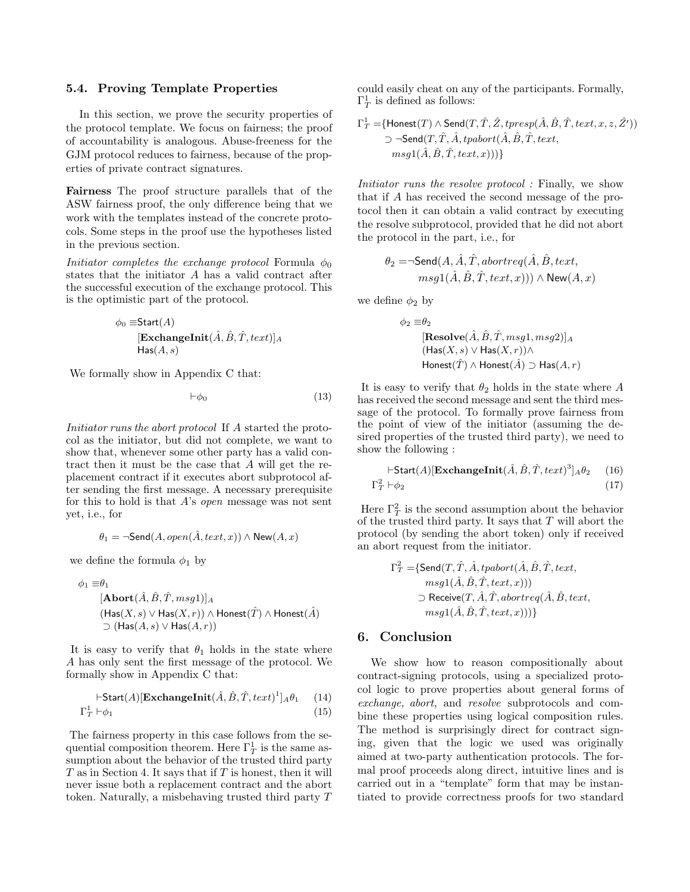### 5.4. Proving Template Properties

In this section, we prove the security properties of the protocol template. We focus on fairness; the proof of accountability is analogous. Abuse-freeness for the GJM protocol reduces to fairness, because of the properties of private contract signatures.

**Fairness** The proof structure parallels that of the ASW fairness proof, the only difference being that we work with the templates instead of the concrete protocols. Some steps in the proof use the hypotheses listed in the previous section.

*Initiator completes the exchange protocol* Formula $\phi_0$ states that the initiator $A$ has a valid contract after the successful execution of the exchange protocol. This is the optimistic part of the protocol.

$$\begin{aligned}\phi_0 \equiv\, & \mathsf{Start}(A) \\ & [\mathbf{ExchangeInit}(\hat{A}, \hat{B}, \hat{T}, text)]_A \\ & \mathsf{Has}(A, s)\end{aligned}$$

We formally show in Appendix C that:

$$\vdash \phi_0 \tag{13}$$

*Initiator runs the abort protocol* If $A$ started the protocol as the initiator, but did not complete, we want to show that, whenever some other party has a valid contract then it must be the case that $A$ will get the replacement contract if it executes abort subprotocol after sending the first message. A necessary prerequisite for this to hold is that $A$'s *open* message was not sent yet, i.e., for

$$\theta_1 = \neg\mathsf{Send}(A, open(\hat{A}, text, x)) \wedge \mathsf{New}(A, x)$$

we define the formula $\phi_1$ by

$$\begin{aligned}\phi_1 \equiv\, & \theta_1 \\ & [\mathbf{Abort}(\hat{A}, \hat{B}, \hat{T}, msg1)]_A \\ & (\mathsf{Has}(X, s) \vee \mathsf{Has}(X, r)) \wedge \mathsf{Honest}(\hat{T}) \wedge \mathsf{Honest}(\hat{A}) \\ & \supset (\mathsf{Has}(A, s) \vee \mathsf{Has}(A, r))\end{aligned}$$

It is easy to verify that $\theta_1$ holds in the state where $A$ has only sent the first message of the protocol. We formally show in Appendix C that:

$$\vdash \mathsf{Start}(A)[\mathbf{ExchangeInit}(\hat{A}, \hat{B}, \hat{T}, text)^1]_A \theta_1 \tag{14}$$

$$\Gamma_T^1 \vdash \phi_1 \tag{15}$$

The fairness property in this case follows from the sequential composition theorem. Here $\Gamma_T^1$ is the same assumption about the behavior of the trusted third party $T$ as in Section 4. It says that if $T$ is honest, then it will never issue both a replacement contract and the abort token. Naturally, a misbehaving trusted third party $T$ could easily cheat on any of the participants. Formally, $\Gamma_T^1$ is defined as follows:

$$\begin{aligned}\Gamma_T^1 = \{ & \mathsf{Honest}(T) \wedge \mathsf{Send}(T, \hat{T}, \hat{Z}, tpresp(\hat{A}, \hat{B}, \hat{T}, text, x, z, \hat{Z}')) \\ & \supset \neg\mathsf{Send}(T, \hat{T}, \hat{A}, tpabort(\hat{A}, \hat{B}, \hat{T}, text, \\ & \quad msg1(\hat{A}, \hat{B}, \hat{T}, text, x)))\}\end{aligned}$$

*Initiator runs the resolve protocol :* Finally, we show that if $A$ has received the second message of the protocol then it can obtain a valid contract by executing the resolve subprotocol, provided that he did not abort the protocol in the part, i.e., for

$$\begin{aligned}\theta_2 = & \neg\mathsf{Send}(A, \hat{A}, \hat{T}, abortreq(\hat{A}, \hat{B}, text, \\ & msg1(\hat{A}, \hat{B}, \hat{T}, text, x))) \wedge \mathsf{New}(A, x)\end{aligned}$$

we define $\phi_2$ by

$$\begin{aligned}\phi_2 \equiv\, & \theta_2 \\ & [\mathbf{Resolve}(\hat{A}, \hat{B}, \hat{T}, msg1, msg2)]_A \\ & (\mathsf{Has}(X, s) \vee \mathsf{Has}(X, r)) \wedge \\ & \mathsf{Honest}(\hat{T}) \wedge \mathsf{Honest}(\hat{A}) \supset \mathsf{Has}(A, r)\end{aligned}$$

It is easy to verify that $\theta_2$ holds in the state where $A$ has received the second message and sent the third message of the protocol. To formally prove fairness from the point of view of the initiator (assuming the desired properties of the trusted third party), we need to show the following :

$$\vdash \mathsf{Start}(A)[\mathbf{ExchangeInit}(\hat{A}, \hat{B}, \hat{T}, text)^3]_A \theta_2 \tag{16}$$

$$\Gamma_T^2 \vdash \phi_2 \tag{17}$$

Here $\Gamma_T^2$ is the second assumption about the behavior of the trusted third party. It says that $T$ will abort the protocol (by sending the abort token) only if received an abort request from the initiator.

$$\begin{aligned}\Gamma_T^2 = \{ & \mathsf{Send}(T, \hat{T}, \hat{A}, tpabort(\hat{A}, \hat{B}, \hat{T}, text, \\ & \quad msg1(\hat{A}, \hat{B}, \hat{T}, text, x))) \\ & \supset \mathsf{Receive}(T, \hat{A}, \hat{T}, abortreq(\hat{A}, \hat{B}, text, \\ & \quad msg1(\hat{A}, \hat{B}, \hat{T}, text, x)))\}\end{aligned}$$

## 6. Conclusion

We show how to reason compositionally about contract-signing protocols, using a specialized protocol logic to prove properties about general forms of *exchange, abort,* and *resolve* subprotocols and combine these properties using logical composition rules. The method is surprisingly direct for contract signing, given that the logic we used was originally aimed at two-party authentication protocols. The formal proof proceeds along direct, intuitive lines and is carried out in a "template" form that may be instantiated to provide correctness proofs for two standard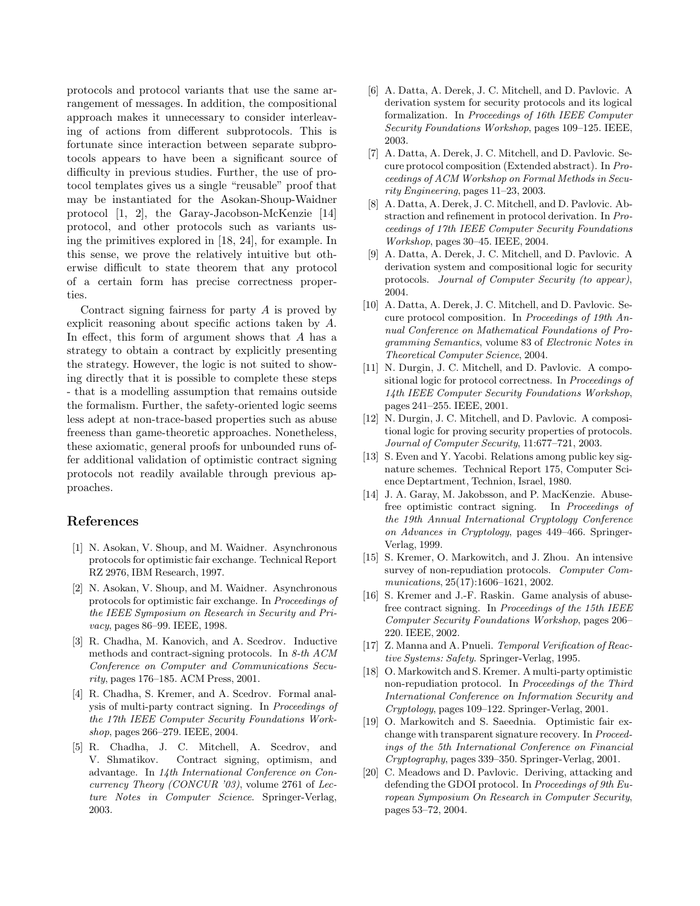protocols and protocol variants that use the same arrangement of messages. In addition, the compositional approach makes it unnecessary to consider interleaving of actions from different subprotocols. This is fortunate since interaction between separate subprotocols appears to have been a significant source of difficulty in previous studies. Further, the use of protocol templates gives us a single "reusable" proof that may be instantiated for the Asokan-Shoup-Waidner protocol [1, 2], the Garay-Jacobson-McKenzie [14] protocol, and other protocols such as variants using the primitives explored in [18, 24], for example. In this sense, we prove the relatively intuitive but otherwise difficult to state theorem that any protocol of a certain form has precise correctness properties.

Contract signing fairness for party $A$ is proved by explicit reasoning about specific actions taken by $A$. In effect, this form of argument shows that $A$ has a strategy to obtain a contract by explicitly presenting the strategy. However, the logic is not suited to showing directly that it is possible to complete these steps - that is a modelling assumption that remains outside the formalism. Further, the safety-oriented logic seems less adept at non-trace-based properties such as abuse freeness than game-theoretic approaches. Nonetheless, these axiomatic, general proofs for unbounded runs offer additional validation of optimistic contract signing protocols not readily available through previous approaches.

## References

[1] N. Asokan, V. Shoup, and M. Waidner. Asynchronous protocols for optimistic fair exchange. Technical Report RZ 2976, IBM Research, 1997.

[2] N. Asokan, V. Shoup, and M. Waidner. Asynchronous protocols for optimistic fair exchange. In *Proceedings of the IEEE Symposium on Research in Security and Privacy*, pages 86–99. IEEE, 1998.

[3] R. Chadha, M. Kanovich, and A. Scedrov. Inductive methods and contract-signing protocols. In *8-th ACM Conference on Computer and Communications Security*, pages 176–185. ACM Press, 2001.

[4] R. Chadha, S. Kremer, and A. Scedrov. Formal analysis of multi-party contract signing. In *Proceedings of the 17th IEEE Computer Security Foundations Workshop*, pages 266–279. IEEE, 2004.

[5] R. Chadha, J. C. Mitchell, A. Scedrov, and V. Shmatikov. Contract signing, optimism, and advantage. In *14th International Conference on Concurrency Theory (CONCUR '03)*, volume 2761 of *Lecture Notes in Computer Science*. Springer-Verlag, 2003.

[6] A. Datta, A. Derek, J. C. Mitchell, and D. Pavlovic. A derivation system for security protocols and its logical formalization. In *Proceedings of 16th IEEE Computer Security Foundations Workshop*, pages 109–125. IEEE, 2003.

[7] A. Datta, A. Derek, J. C. Mitchell, and D. Pavlovic. Secure protocol composition (Extended abstract). In *Proceedings of ACM Workshop on Formal Methods in Security Engineering*, pages 11–23, 2003.

[8] A. Datta, A. Derek, J. C. Mitchell, and D. Pavlovic. Abstraction and refinement in protocol derivation. In *Proceedings of 17th IEEE Computer Security Foundations Workshop*, pages 30–45. IEEE, 2004.

[9] A. Datta, A. Derek, J. C. Mitchell, and D. Pavlovic. A derivation system and compositional logic for security protocols. *Journal of Computer Security (to appear)*, 2004.

[10] A. Datta, A. Derek, J. C. Mitchell, and D. Pavlovic. Secure protocol composition. In *Proceedings of 19th Annual Conference on Mathematical Foundations of Programming Semantics*, volume 83 of *Electronic Notes in Theoretical Computer Science*, 2004.

[11] N. Durgin, J. C. Mitchell, and D. Pavlovic. A compositional logic for protocol correctness. In *Proceedings of 14th IEEE Computer Security Foundations Workshop*, pages 241–255. IEEE, 2001.

[12] N. Durgin, J. C. Mitchell, and D. Pavlovic. A compositional logic for proving security properties of protocols. *Journal of Computer Security*, 11:677–721, 2003.

[13] S. Even and Y. Yacobi. Relations among public key signature schemes. Technical Report 175, Computer Science Deptartment, Technion, Israel, 1980.

[14] J. A. Garay, M. Jakobsson, and P. MacKenzie. Abuse-free optimistic contract signing. In *Proceedings of the 19th Annual International Cryptology Conference on Advances in Cryptology*, pages 449–466. Springer-Verlag, 1999.

[15] S. Kremer, O. Markowitch, and J. Zhou. An intensive survey of non-repudiation protocols. *Computer Communications*, 25(17):1606–1621, 2002.

[16] S. Kremer and J.-F. Raskin. Game analysis of abuse-free contract signing. In *Proceedings of the 15th IEEE Computer Security Foundations Workshop*, pages 206–220. IEEE, 2002.

[17] Z. Manna and A. Pnueli. *Temporal Verification of Reactive Systems: Safety*. Springer-Verlag, 1995.

[18] O. Markowitch and S. Kremer. A multi-party optimistic non-repudiation protocol. In *Proceedings of the Third International Conference on Information Security and Cryptology*, pages 109–122. Springer-Verlag, 2001.

[19] O. Markowitch and S. Saeednia. Optimistic fair exchange with transparent signature recovery. In *Proceedings of the 5th International Conference on Financial Cryptography*, pages 339–350. Springer-Verlag, 2001.

[20] C. Meadows and D. Pavlovic. Deriving, attacking and defending the GDOI protocol. In *Proceedings of 9th European Symposium On Research in Computer Security*, pages 53–72, 2004.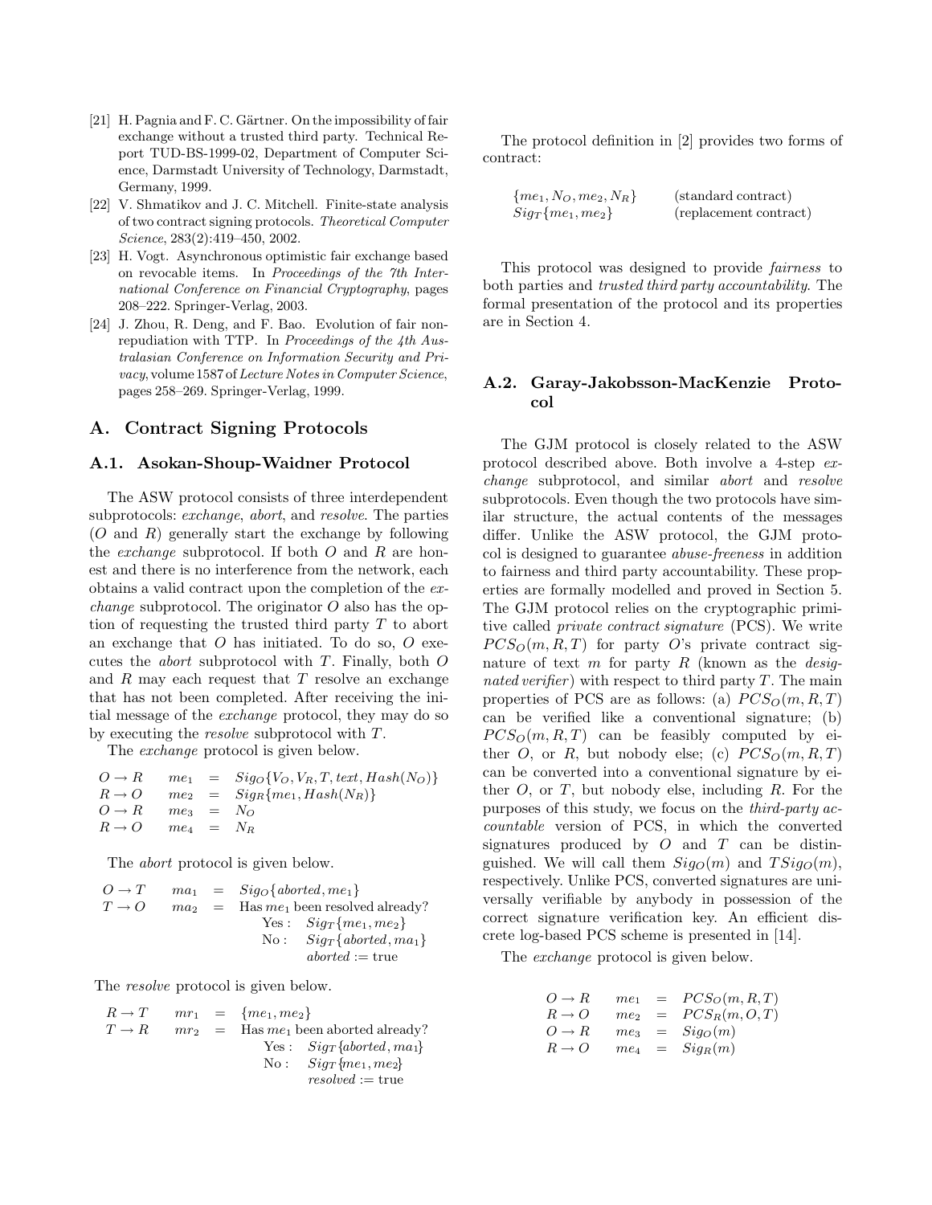[21] H. Pagnia and F. C. Gärtner. On the impossibility of fair exchange without a trusted third party. Technical Report TUD-BS-1999-02, Department of Computer Science, Darmstadt University of Technology, Darmstadt, Germany, 1999.

[22] V. Shmatikov and J. C. Mitchell. Finite-state analysis of two contract signing protocols. *Theoretical Computer Science*, 283(2):419–450, 2002.

[23] H. Vogt. Asynchronous optimistic fair exchange based on revocable items. In *Proceedings of the 7th International Conference on Financial Cryptography*, pages 208–222. Springer-Verlag, 2003.

[24] J. Zhou, R. Deng, and F. Bao. Evolution of fair non-repudiation with TTP. In *Proceedings of the 4th Australasian Conference on Information Security and Privacy*, volume 1587 of *Lecture Notes in Computer Science*, pages 258–269. Springer-Verlag, 1999.

## A. Contract Signing Protocols

### A.1. Asokan-Shoup-Waidner Protocol

The ASW protocol consists of three interdependent subprotocols: *exchange*, *abort*, and *resolve*. The parties ($O$ and $R$) generally start the exchange by following the *exchange* subprotocol. If both $O$ and $R$ are honest and there is no interference from the network, each obtains a valid contract upon the completion of the *exchange* subprotocol. The originator $O$ also has the option of requesting the trusted third party $T$ to abort an exchange that $O$ has initiated. To do so, $O$ executes the *abort* subprotocol with $T$. Finally, both $O$ and $R$ may each request that $T$ resolve an exchange that has not been completed. After receiving the initial message of the *exchange* protocol, they may do so by executing the *resolve* subprotocol with $T$.

The *exchange* protocol is given below.

$$
\begin{array}{lll}
O \to R & me_1 & = Sig_O\{V_O, V_R, T, text, Hash(N_O)\} \\
R \to O & me_2 & = Sig_R\{me_1, Hash(N_R)\} \\
O \to R & me_3 & = N_O \\
R \to O & me_4 & = N_R
\end{array}
$$

The *abort* protocol is given below.

$$
\begin{array}{lll}
O \to T & ma_1 & = Sig_O\{aborted, me_1\} \\
T \to O & ma_2 & = \text{Has } me_1 \text{ been resolved already?} \\
 & & \quad \text{Yes}: \; Sig_T\{me_1, me_2\} \\
 & & \quad \text{No}: \; Sig_T\{aborted, ma_1\} \\
 & & \qquad\quad aborted := \text{true}
\end{array}
$$

The *resolve* protocol is given below.

$$
\begin{array}{lll}
R \to T & mr_1 & = \{me_1, me_2\} \\
T \to R & mr_2 & = \text{Has } me_1 \text{ been aborted already?} \\
 & & \quad \text{Yes}: \; Sig_T\{aborted, ma_1\} \\
 & & \quad \text{No}: \; Sig_T\{me_1, me_2\} \\
 & & \qquad\quad resolved := \text{true}
\end{array}
$$

The protocol definition in [2] provides two forms of contract:

$$
\begin{array}{ll}
\{me_1, N_O, me_2, N_R\} & \text{(standard contract)} \\
Sig_T\{me_1, me_2\} & \text{(replacement contract)}
\end{array}
$$

This protocol was designed to provide *fairness* to both parties and *trusted third party accountability*. The formal presentation of the protocol and its properties are in Section 4.

### A.2. Garay-Jakobsson-MacKenzie Protocol

The GJM protocol is closely related to the ASW protocol described above. Both involve a 4-step *exchange* subprotocol, and similar *abort* and *resolve* subprotocols. Even though the two protocols have similar structure, the actual contents of the messages differ. Unlike the ASW protocol, the GJM protocol is designed to guarantee *abuse-freeness* in addition to fairness and third party accountability. These properties are formally modelled and proved in Section 5. The GJM protocol relies on the cryptographic primitive called *private contract signature* (PCS). We write $PCS_O(m, R, T)$ for party $O$'s private contract signature of text $m$ for party $R$ (known as the *designated verifier*) with respect to third party $T$. The main properties of PCS are as follows: (a) $PCS_O(m, R, T)$ can be verified like a conventional signature; (b) $PCS_O(m, R, T)$ can be feasibly computed by either $O$, or $R$, but nobody else; (c) $PCS_O(m, R, T)$ can be converted into a conventional signature by either $O$, or $T$, but nobody else, including $R$. For the purposes of this study, we focus on the *third-party accountable* version of PCS, in which the converted signatures produced by $O$ and $T$ can be distinguished. We will call them $Sig_O(m)$ and $TSig_O(m)$, respectively. Unlike PCS, converted signatures are universally verifiable by anybody in possession of the correct signature verification key. An efficient discrete log-based PCS scheme is presented in [14].

The *exchange* protocol is given below.

$$
\begin{array}{lll}
O \to R & me_1 & = PCS_O(m, R, T) \\
R \to O & me_2 & = PCS_R(m, O, T) \\
O \to R & me_3 & = Sig_O(m) \\
R \to O & me_4 & = Sig_R(m)
\end{array}
$$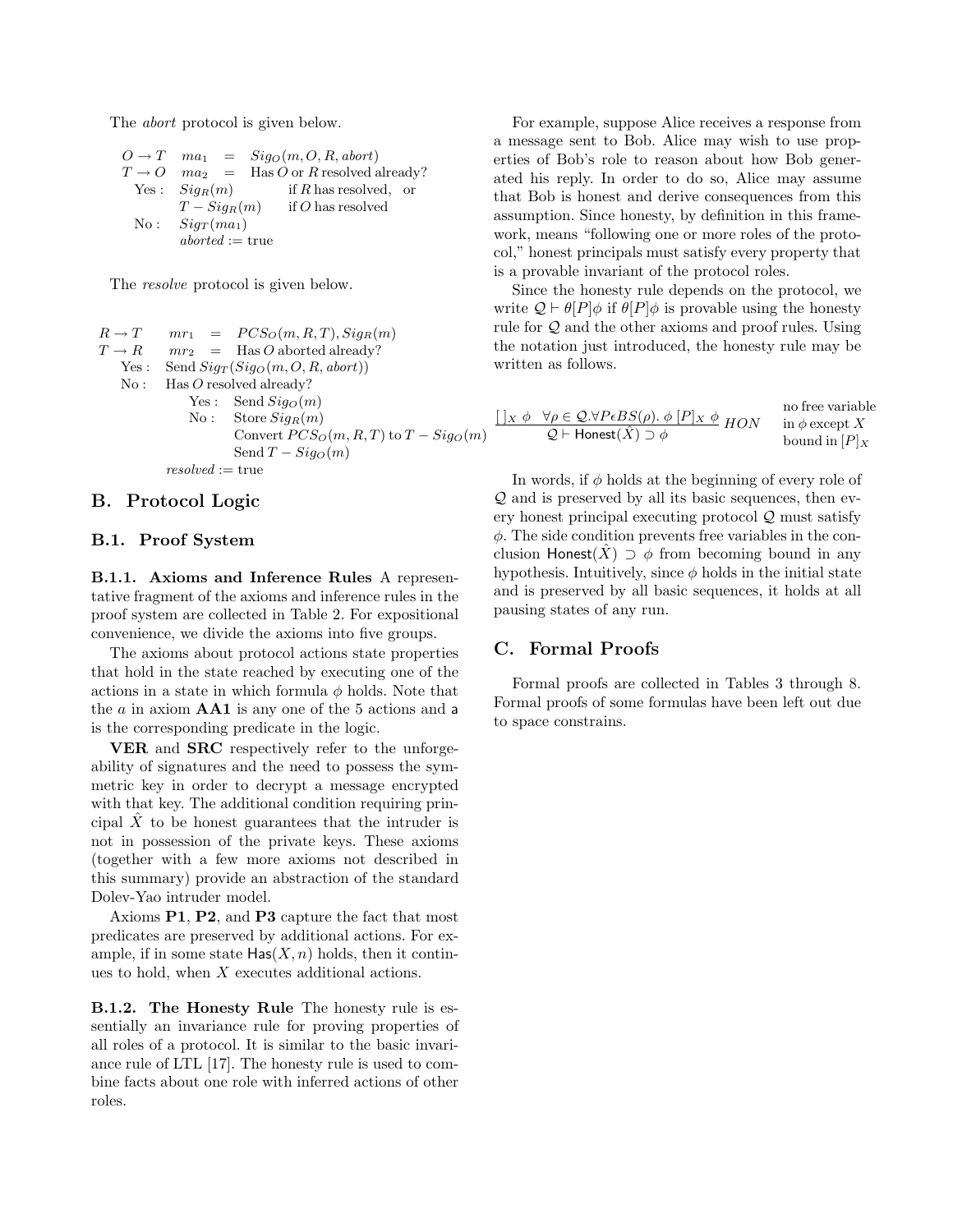The *abort* protocol is given below.

$$
\begin{array}{lcl}
O \rightarrow T & ma_1 & = \; Sig_O(m, O, R, abort) \\
T \rightarrow O & ma_2 & = \; \text{Has } O \text{ or } R \text{ resolved already?} \\
\quad \text{Yes}: & Sig_R(m) & \text{if } R \text{ has resolved, or} \\
 & T - Sig_R(m) & \text{if } O \text{ has resolved} \\
\quad \text{No}: & Sig_T(ma_1) & \\
 & aborted := \text{true} &
\end{array}
$$

The *resolve* protocol is given below.

$$
\begin{array}{lll}
R \rightarrow T & mr_1 & = \; PCS_O(m, R, T), Sig_R(m) \\
T \rightarrow R & mr_2 & = \; \text{Has } O \text{ aborted already?} \\
\quad \text{Yes}: & \multicolumn{2}{l}{\text{Send } Sig_T(Sig_O(m, O, R, abort))} \\
\quad \text{No}: & \multicolumn{2}{l}{\text{Has } O \text{ resolved already?}} \\
 & \quad \text{Yes}: & \text{Send } Sig_O(m) \\
 & \quad \text{No}: & \text{Store } Sig_R(m) \\
 & & \text{Convert } PCS_O(m, R, T) \text{ to } T - Sig_O(m) \\
 & & \text{Send } T - Sig_O(m) \\
 & \multicolumn{2}{l}{resolved := \text{true}}
\end{array}
$$

## B. Protocol Logic

### B.1. Proof System

**B.1.1. Axioms and Inference Rules** A representative fragment of the axioms and inference rules in the proof system are collected in Table 2. For expositional convenience, we divide the axioms into five groups.

The axioms about protocol actions state properties that hold in the state reached by executing one of the actions in a state in which formula $\phi$ holds. Note that the $a$ in axiom **AA1** is any one of the 5 actions and $\mathsf{a}$ is the corresponding predicate in the logic.

**VER** and **SRC** respectively refer to the unforgeability of signatures and the need to possess the symmetric key in order to decrypt a message encrypted with that key. The additional condition requiring principal $\hat{X}$ to be honest guarantees that the intruder is not in possession of the private keys. These axioms (together with a few more axioms not described in this summary) provide an abstraction of the standard Dolev-Yao intruder model.

Axioms **P1**, **P2**, and **P3** capture the fact that most predicates are preserved by additional actions. For example, if in some state $\mathsf{Has}(X, n)$ holds, then it continues to hold, when $X$ executes additional actions.

**B.1.2. The Honesty Rule** The honesty rule is essentially an invariance rule for proving properties of all roles of a protocol. It is similar to the basic invariance rule of LTL [17]. The honesty rule is used to combine facts about one role with inferred actions of other roles.

For example, suppose Alice receives a response from a message sent to Bob. Alice may wish to use properties of Bob's role to reason about how Bob generated his reply. In order to do so, Alice may assume that Bob is honest and derive consequences from this assumption. Since honesty, by definition in this framework, means "following one or more roles of the protocol," honest principals must satisfy every property that is a provable invariant of the protocol roles.

Since the honesty rule depends on the protocol, we write $\mathcal{Q} \vdash \theta[P]\phi$ if $\theta[P]\phi$ is provable using the honesty rule for $\mathcal{Q}$ and the other axioms and proof rules. Using the notation just introduced, the honesty rule may be written as follows.

$$
\frac{[\,]_X \; \phi \quad \forall \rho \in \mathcal{Q}. \forall P \epsilon BS(\rho).\; \phi \; [P]_X \; \phi}{\mathcal{Q} \vdash \mathsf{Honest}(\hat{X}) \supset \phi} \; HON \qquad \begin{array}{l}\text{no free variable} \\ \text{in } \phi \text{ except } X \\ \text{bound in } [P]_X\end{array}
$$

In words, if $\phi$ holds at the beginning of every role of $\mathcal{Q}$ and is preserved by all its basic sequences, then every honest principal executing protocol $\mathcal{Q}$ must satisfy $\phi$. The side condition prevents free variables in the conclusion $\mathsf{Honest}(\hat{X}) \supset \phi$ from becoming bound in any hypothesis. Intuitively, since $\phi$ holds in the initial state and is preserved by all basic sequences, it holds at all pausing states of any run.

## C. Formal Proofs

Formal proofs are collected in Tables 3 through 8. Formal proofs of some formulas have been left out due to space constrains.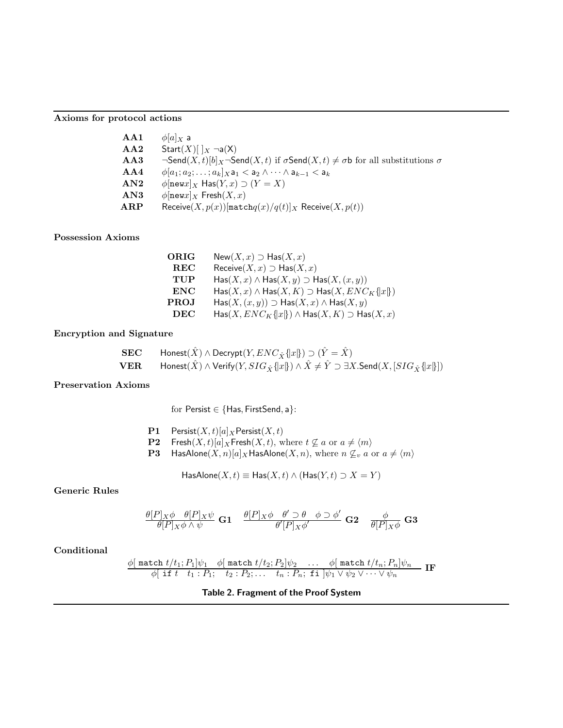**Axioms for protocol actions**

| | |
|---|---|
| **AA1** | $\phi[a]_X\ \mathsf{a}$ |
| **AA2** | $\mathsf{Start}(X)[\,]_X\ \neg\mathsf{a}(\mathsf{X})$ |
| **AA3** | $\neg\mathsf{Send}(X,t)[b]_X\neg\mathsf{Send}(X,t)$ if $\sigma\mathsf{Send}(X,t) \neq \sigma\mathsf{b}$ for all substitutions $\sigma$ |
| **AA4** | $\phi[a_1; a_2; \ldots; a_k]_X \mathsf{a}_1 < \mathsf{a}_2 \wedge \cdots \wedge \mathsf{a}_{k-1} < \mathsf{a}_k$ |
| **AN2** | $\phi[\mathtt{new}x]_X\ \mathsf{Has}(Y,x) \supset (Y = X)$ |
| **AN3** | $\phi[\mathtt{new}x]_X\ \mathsf{Fresh}(X,x)$ |
| **ARP** | $\mathsf{Receive}(X, p(x))[\mathtt{match}q(x)/q(t)]_X\ \mathsf{Receive}(X, p(t))$ |

**Possession Axioms**

| | |
|---|---|
| **ORIG** | $\mathsf{New}(X,x) \supset \mathsf{Has}(X,x)$ |
| **REC** | $\mathsf{Receive}(X,x) \supset \mathsf{Has}(X,x)$ |
| **TUP** | $\mathsf{Has}(X,x) \wedge \mathsf{Has}(X,y) \supset \mathsf{Has}(X,(x,y))$ |
| **ENC** | $\mathsf{Has}(X,x) \wedge \mathsf{Has}(X,K) \supset \mathsf{Has}(X, ENC_K\{\|x\|\})$ |
| **PROJ** | $\mathsf{Has}(X,(x,y)) \supset \mathsf{Has}(X,x) \wedge \mathsf{Has}(X,y)$ |
| **DEC** | $\mathsf{Has}(X, ENC_K\{\|x\|\}) \wedge \mathsf{Has}(X,K) \supset \mathsf{Has}(X,x)$ |

**Encryption and Signature**

| | |
|---|---|
| **SEC** | $\mathsf{Honest}(\hat{X}) \wedge \mathsf{Decrypt}(Y, ENC_{\hat{X}}\{\|x\|\}) \supset (\hat{Y} = \hat{X})$ |
| **VER** | $\mathsf{Honest}(\hat{X}) \wedge \mathsf{Verify}(Y, SIG_{\hat{X}}\{\|x\|\}) \wedge \hat{X} \neq \hat{Y} \supset \exists X.\mathsf{Send}(X, [SIG_{\hat{X}}\{\|x\|\}])$ |

**Preservation Axioms**

for $\mathsf{Persist} \in \{\mathsf{Has}, \mathsf{FirstSend}, \mathsf{a}\}$:

| | |
|---|---|
| **P1** | $\mathsf{Persist}(X,t)[a]_X\mathsf{Persist}(X,t)$ |
| **P2** | $\mathsf{Fresh}(X,t)[a]_X\mathsf{Fresh}(X,t)$, where $t \not\subseteq a$ or $a \neq \langle m \rangle$ |
| **P3** | $\mathsf{HasAlone}(X,n)[a]_X\mathsf{HasAlone}(X,n)$, where $n \not\subseteq_v a$ or $a \neq \langle m \rangle$ |

$$\mathsf{HasAlone}(X,t) \equiv \mathsf{Has}(X,t) \wedge (\mathsf{Has}(Y,t) \supset X = Y)$$

**Generic Rules**

$$\frac{\theta[P]_X\phi \quad \theta[P]_X\psi}{\theta[P]_X\phi \wedge \psi}\ \mathbf{G1} \qquad \frac{\theta[P]_X\phi \quad \theta' \supset \theta \quad \phi \supset \phi'}{\theta'[P]_X\phi'}\ \mathbf{G2} \qquad \frac{\phi}{\theta[P]_X\phi}\ \mathbf{G3}$$

**Conditional**

$$\frac{\phi[\ \mathtt{match}\ t/t_1; P_1]\psi_1 \quad \phi[\ \mathtt{match}\ t/t_2; P_2]\psi_2 \quad \ldots \quad \phi[\ \mathtt{match}\ t/t_n; P_n]\psi_n}{\phi[\ \mathtt{if}\ t \quad t_1 : P_1; \quad t_2 : P_2; \ldots \quad t_n : P_n;\ \mathtt{fi}\ ]\psi_1 \vee \psi_2 \vee \cdots \vee \psi_n}\ \mathbf{IF}$$

**Table 2. Fragment of the Proof System**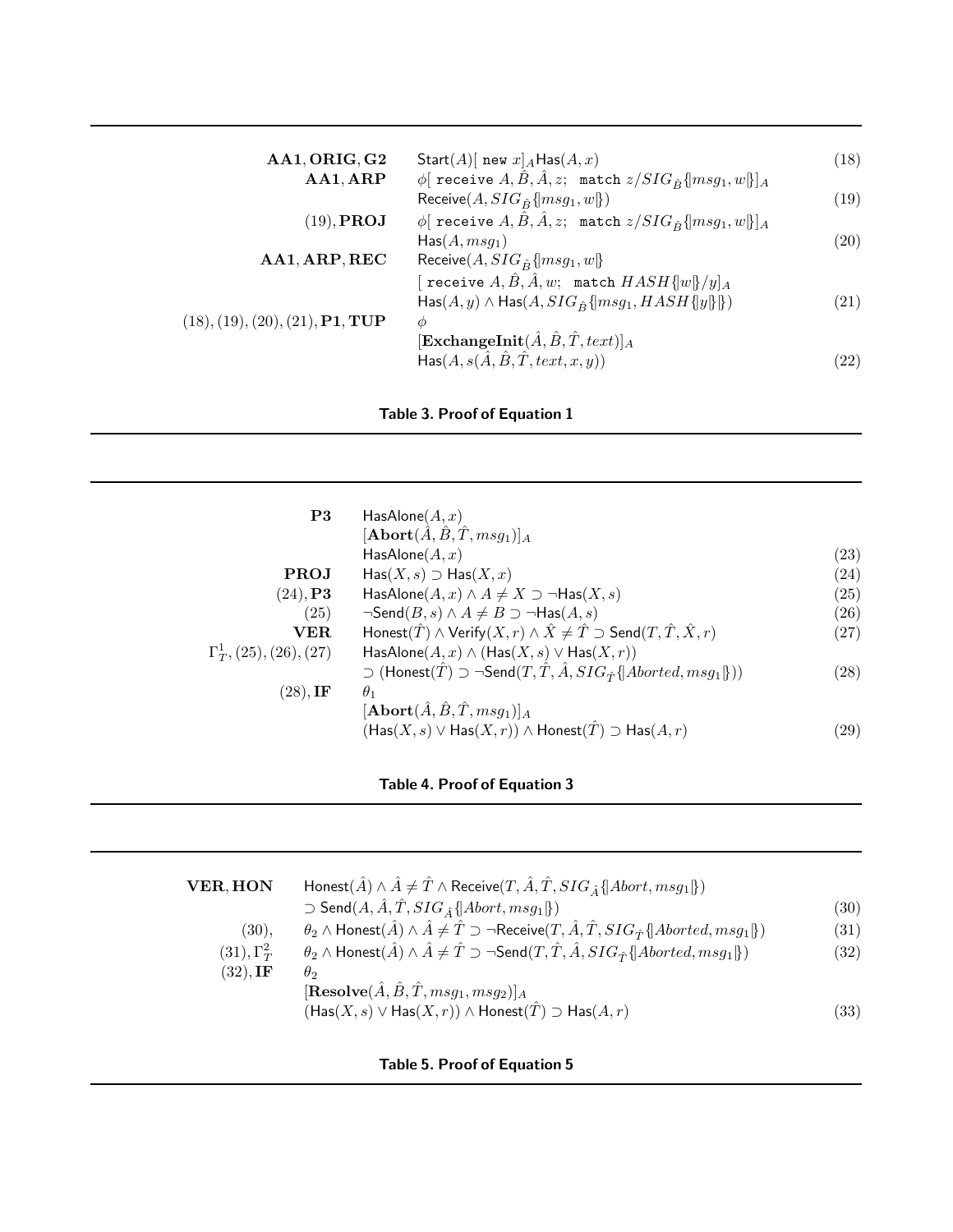| | | |
|---|---|---|
| **AA1**, **ORIG**, **G2** | $\mathsf{Start}(A)[\ \mathtt{new}\ x]_A \mathsf{Has}(A, x)$ | (18) |
| **AA1**, **ARP** | $\phi[\ \mathtt{receive}\ A, \hat{B}, \hat{A}, z;\ \ \mathtt{match}\ z/SIG_{\hat{B}}\{\|msg_1, w\|\}]_A$ $\mathsf{Receive}(A, SIG_{\hat{B}}\{\|msg_1, w\|\})$ | (19) |
| (19), **PROJ** | $\phi[\ \mathtt{receive}\ A, \hat{B}, \hat{A}, z;\ \ \mathtt{match}\ z/SIG_{\hat{B}}\{\|msg_1, w\|\}]_A$ $\mathsf{Has}(A, msg_1)$ | (20) |
| **AA1**, **ARP**, **REC** | $\mathsf{Receive}(A, SIG_{\hat{B}}\{\|msg_1, w\|\}$ $[\ \mathtt{receive}\ A, \hat{B}, \hat{A}, w;\ \ \mathtt{match}\ HASH\{\|w\|\}/y]_A$ $\mathsf{Has}(A, y) \wedge \mathsf{Has}(A, SIG_{\hat{B}}\{\|msg_1, HASH\{\|y\|\}\|\})$ | (21) |
| (18), (19), (20), (21), **P1**, **TUP** | $\phi$ $[\mathbf{ExchangeInit}(\hat{A}, \hat{B}, \hat{T}, text)]_A$ $\mathsf{Has}(A, s(\hat{A}, \hat{B}, \hat{T}, text, x, y))$ | (22) |

**Table 3. Proof of Equation 1**

| | | |
|---|---|---|
| **P3** | $\mathsf{HasAlone}(A, x)$ $[\mathbf{Abort}(\hat{A}, \hat{B}, \hat{T}, msg_1)]_A$ $\mathsf{HasAlone}(A, x)$ | (23) |
| **PROJ** | $\mathsf{Has}(X, s) \supset \mathsf{Has}(X, x)$ | (24) |
| (24), **P3** | $\mathsf{HasAlone}(A, x) \wedge A \neq X \supset \neg\mathsf{Has}(X, s)$ | (25) |
| (25) | $\neg\mathsf{Send}(B, s) \wedge A \neq B \supset \neg\mathsf{Has}(A, s)$ | (26) |
| **VER** | $\mathsf{Honest}(\hat{T}) \wedge \mathsf{Verify}(X, r) \wedge \hat{X} \neq \hat{T} \supset \mathsf{Send}(T, \hat{T}, \hat{X}, r)$ | (27) |
| $\Gamma_T^1$, (25), (26), (27) | $\mathsf{HasAlone}(A, x) \wedge (\mathsf{Has}(X, s) \vee \mathsf{Has}(X, r))$ $\supset (\mathsf{Honest}(\hat{T}) \supset \neg\mathsf{Send}(T, \hat{T}, \hat{A}, SIG_{\hat{T}}\{\|Aborted, msg_1\|\}))$ | (28) |
| (28), **IF** | $\theta_1$ $[\mathbf{Abort}(\hat{A}, \hat{B}, \hat{T}, msg_1)]_A$ $(\mathsf{Has}(X, s) \vee \mathsf{Has}(X, r)) \wedge \mathsf{Honest}(\hat{T}) \supset \mathsf{Has}(A, r)$ | (29) |

**Table 4. Proof of Equation 3**

| | | |
|---|---|---|
| **VER**, **HON** | $\mathsf{Honest}(\hat{A}) \wedge \hat{A} \neq \hat{T} \wedge \mathsf{Receive}(T, \hat{A}, \hat{T}, SIG_{\hat{A}}\{\|Abort, msg_1\|\})$ $\supset \mathsf{Send}(A, \hat{A}, \hat{T}, SIG_{\hat{A}}\{\|Abort, msg_1\|\})$ | (30) |
| (30), | $\theta_2 \wedge \mathsf{Honest}(\hat{A}) \wedge \hat{A} \neq \hat{T} \supset \neg\mathsf{Receive}(T, \hat{A}, \hat{T}, SIG_{\hat{T}}\{\|Aborted, msg_1\|\})$ | (31) |
| (31), $\Gamma_T^2$ | $\theta_2 \wedge \mathsf{Honest}(\hat{A}) \wedge \hat{A} \neq \hat{T} \supset \neg\mathsf{Send}(T, \hat{T}, \hat{A}, SIG_{\hat{T}}\{\|Aborted, msg_1\|\})$ | (32) |
| (32), **IF** | $\theta_2$ $[\mathbf{Resolve}(\hat{A}, \hat{B}, \hat{T}, msg_1, msg_2)]_A$ $(\mathsf{Has}(X, s) \vee \mathsf{Has}(X, r)) \wedge \mathsf{Honest}(\hat{T}) \supset \mathsf{Has}(A, r)$ | (33) |

**Table 5. Proof of Equation 5**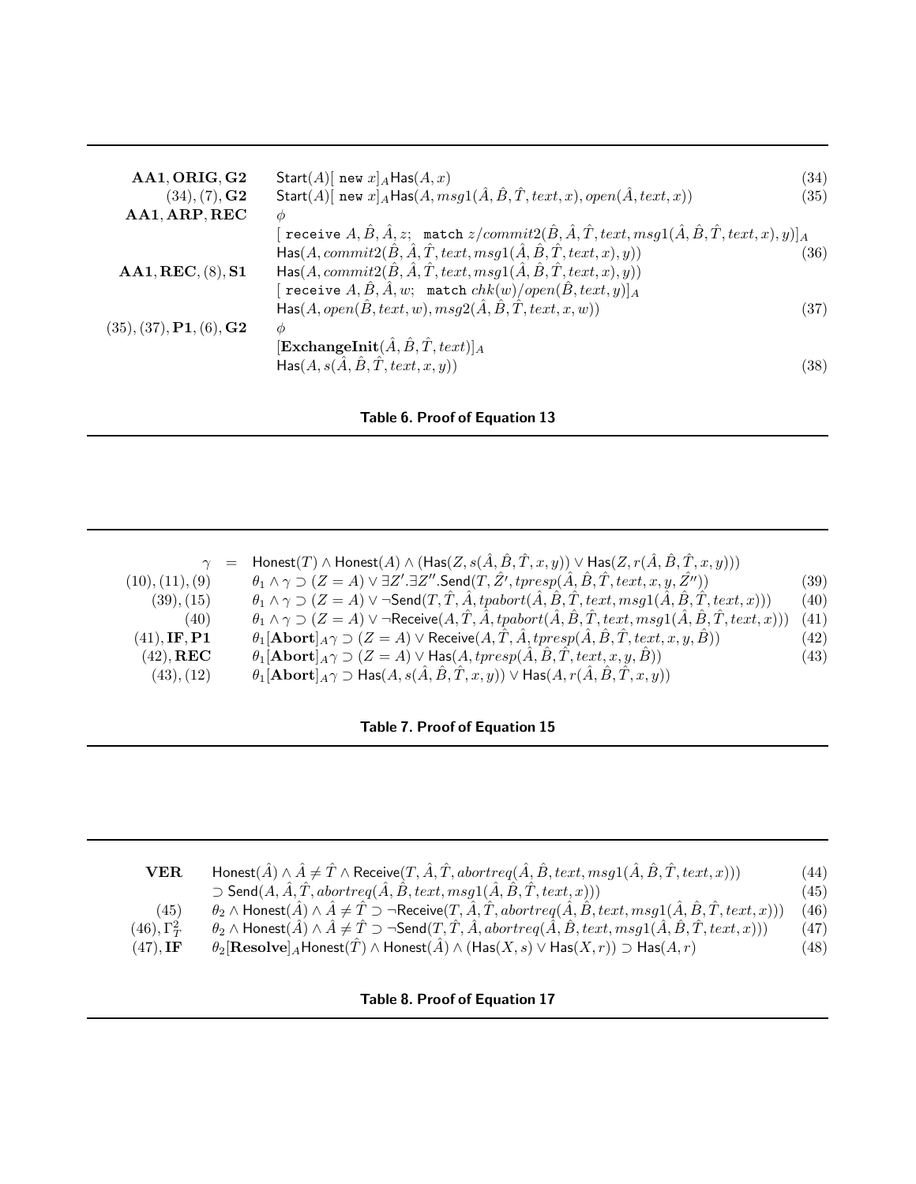| | | |
|---|---|---|
| **AA1**, **ORIG**, **G2** | $\mathsf{Start}(A)[\texttt{ new } x]_A \mathsf{Has}(A, x)$ | (34) |
| (34), (7), **G2** | $\mathsf{Start}(A)[\texttt{ new } x]_A \mathsf{Has}(A, msg1(\hat{A}, \hat{B}, \hat{T}, text, x), open(\hat{A}, text, x))$ | (35) |
| **AA1**, **ARP**, **REC** | $\phi$ <br> $[\texttt{ receive } A, \hat{B}, \hat{A}, z;\ \texttt{ match } z/commit2(\hat{B}, \hat{A}, \hat{T}, text, msg1(\hat{A}, \hat{B}, \hat{T}, text, x), y)]_A$ <br> $\mathsf{Has}(A, commit2(\hat{B}, \hat{A}, \hat{T}, text, msg1(\hat{A}, \hat{B}, \hat{T}, text, x), y))$ | (36) |
| **AA1**, **REC**, (8), **S1** | $\mathsf{Has}(A, commit2(\hat{B}, \hat{A}, \hat{T}, text, msg1(\hat{A}, \hat{B}, \hat{T}, text, x), y))$ <br> $[\texttt{ receive } A, \hat{B}, \hat{A}, w;\ \texttt{ match } chk(w)/open(\hat{B}, text, y)]_A$ <br> $\mathsf{Has}(A, open(\hat{B}, text, w), msg2(\hat{A}, \hat{B}, \hat{T}, text, x, w))$ | (37) |
| (35), (37), **P1**, (6), **G2** | $\phi$ <br> $[\mathbf{ExchangeInit}(\hat{A}, \hat{B}, \hat{T}, text)]_A$ <br> $\mathsf{Has}(A, s(\hat{A}, \hat{B}, \hat{T}, text, x, y))$ | (38) |

**Table 6. Proof of Equation 13**

| | | |
|---|---|---|
| $\gamma\ =$ | $\mathsf{Honest}(T) \wedge \mathsf{Honest}(A) \wedge (\mathsf{Has}(Z, s(\hat{A}, \hat{B}, \hat{T}, x, y)) \vee \mathsf{Has}(Z, r(\hat{A}, \hat{B}, \hat{T}, x, y)))$ | |
| (10), (11), (9) | $\theta_1 \wedge \gamma \supset (Z = A) \vee \exists Z'.\exists Z''.\mathsf{Send}(T, \hat{Z'}, tpresp(\hat{A}, \hat{B}, \hat{T}, text, x, y, \hat{Z''}))$ | (39) |
| (39), (15) | $\theta_1 \wedge \gamma \supset (Z = A) \vee \neg\mathsf{Send}(T, \hat{T}, \hat{A}, tpabort(\hat{A}, \hat{B}, \hat{T}, text, msg1(\hat{A}, \hat{B}, \hat{T}, text, x)))$ | (40) |
| (40) | $\theta_1 \wedge \gamma \supset (Z = A) \vee \neg\mathsf{Receive}(A, \hat{T}, \hat{A}, tpabort(\hat{A}, \hat{B}, \hat{T}, text, msg1(\hat{A}, \hat{B}, \hat{T}, text, x)))$ | (41) |
| (41), **IF**, **P1** | $\theta_1[\mathbf{Abort}]_A \gamma \supset (Z = A) \vee \mathsf{Receive}(A, \hat{T}, \hat{A}, tpresp(\hat{A}, \hat{B}, \hat{T}, text, x, y, \hat{B}))$ | (42) |
| (42), **REC** | $\theta_1[\mathbf{Abort}]_A \gamma \supset (Z = A) \vee \mathsf{Has}(A, tpresp(\hat{A}, \hat{B}, \hat{T}, text, x, y, \hat{B}))$ | (43) |
| (43), (12) | $\theta_1[\mathbf{Abort}]_A \gamma \supset \mathsf{Has}(A, s(\hat{A}, \hat{B}, \hat{T}, x, y)) \vee \mathsf{Has}(A, r(\hat{A}, \hat{B}, \hat{T}, x, y))$ | |

**Table 7. Proof of Equation 15**

| | | |
|---|---|---|
| **VER** | $\mathsf{Honest}(\hat{A}) \wedge \hat{A} \neq \hat{T} \wedge \mathsf{Receive}(T, \hat{A}, \hat{T}, abortreq(\hat{A}, \hat{B}, text, msg1(\hat{A}, \hat{B}, \hat{T}, text, x)))$ | (44) |
| | $\supset \mathsf{Send}(A, \hat{A}, \hat{T}, abortreq(\hat{A}, \hat{B}, text, msg1(\hat{A}, \hat{B}, \hat{T}, text, x)))$ | (45) |
| (45) | $\theta_2 \wedge \mathsf{Honest}(\hat{A}) \wedge \hat{A} \neq \hat{T} \supset \neg\mathsf{Receive}(T, \hat{A}, \hat{T}, abortreq(\hat{A}, \hat{B}, text, msg1(\hat{A}, \hat{B}, \hat{T}, text, x)))$ | (46) |
| (46), $\Gamma_T^2$ | $\theta_2 \wedge \mathsf{Honest}(\hat{A}) \wedge \hat{A} \neq \hat{T} \supset \neg\mathsf{Send}(T, \hat{T}, \hat{A}, abortreq(\hat{A}, \hat{B}, text, msg1(\hat{A}, \hat{B}, \hat{T}, text, x)))$ | (47) |
| (47), **IF** | $\theta_2[\mathbf{Resolve}]_A \mathsf{Honest}(\hat{T}) \wedge \mathsf{Honest}(\hat{A}) \wedge (\mathsf{Has}(X, s) \vee \mathsf{Has}(X, r)) \supset \mathsf{Has}(A, r)$ | (48) |

**Table 8. Proof of Equation 17**